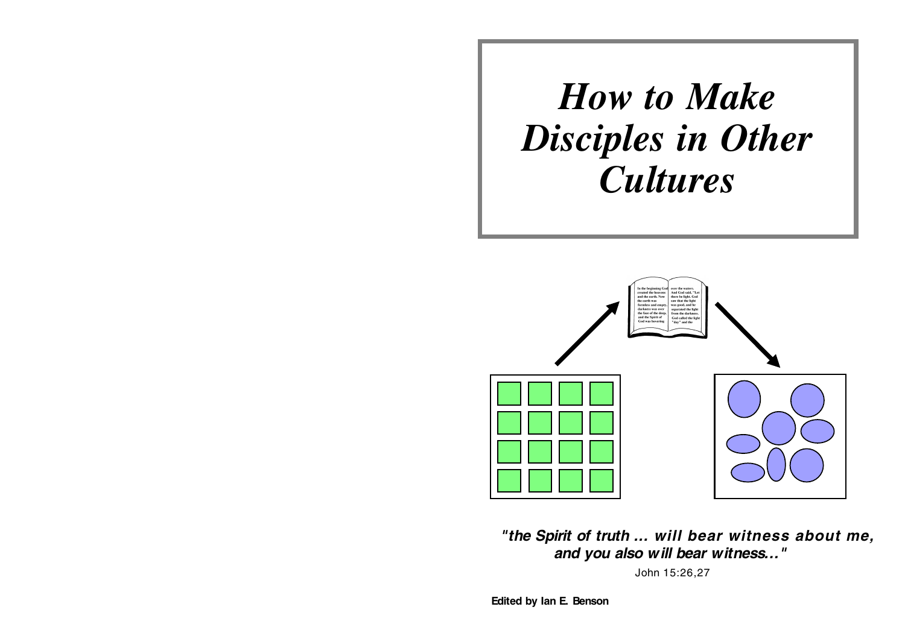# *How to Make Disciples in Other Cultures*

***"the Spirit of truth ... will bear witness about me, and you also will bear witness..."***

John 15:26,27

**Edited by Ian E. Benson**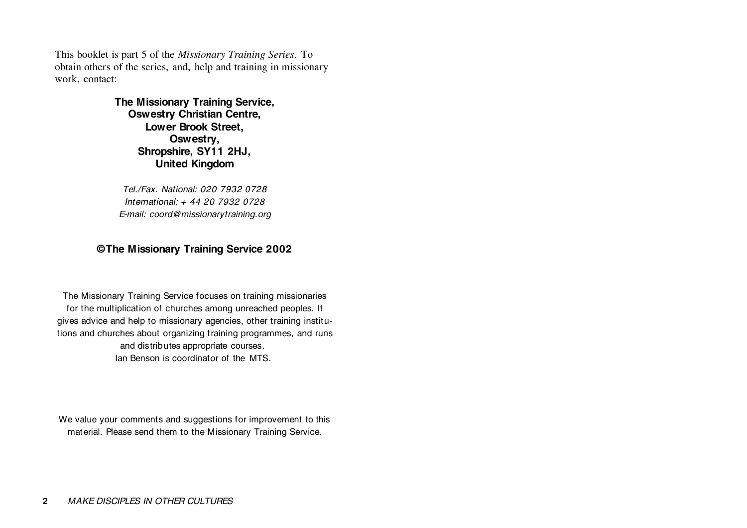This booklet is part 5 of the *Missionary Training Series.* To obtain others of the series, and, help and training in missionary work, contact:

**The Missionary Training Service,**
**Oswestry Christian Centre,**
**Lower Brook Street,**
**Oswestry,**
**Shropshire, SY11 2HJ,**
**United Kingdom**

*Tel./Fax. National: 020 7932 0728*
*International: + 44 20 7932 0728*
*E-mail: coord@missionarytraining.org*

**©The Missionary Training Service 2002**

The Missionary Training Service focuses on training missionaries for the multiplication of churches among unreached peoples. It gives advice and help to missionary agencies, other training institutions and churches about organizing training programmes, and runs and distributes appropriate courses.
Ian Benson is coordinator of the MTS.

We value your comments and suggestions for improvement to this material. Please send them to the Missionary Training Service.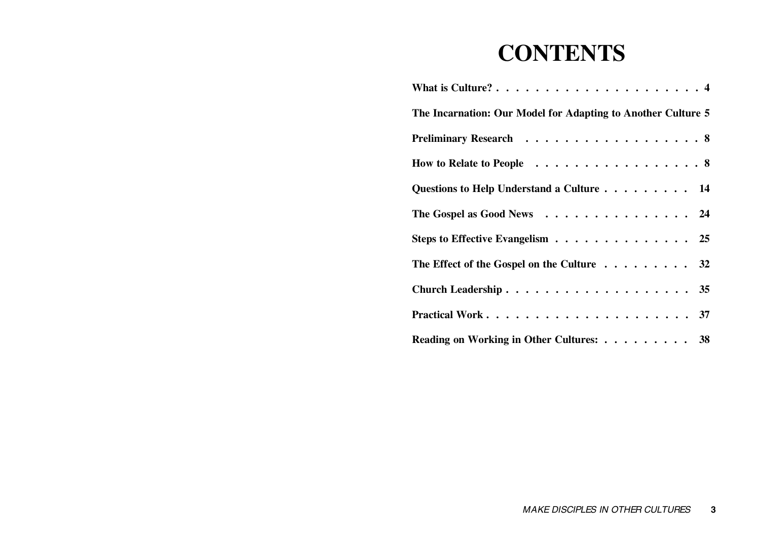# CONTENTS

| | |
|---|---|
| **What is Culture?** | **4** |
| **The Incarnation: Our Model for Adapting to Another Culture** | **5** |
| **Preliminary Research** | **8** |
| **How to Relate to People** | **8** |
| **Questions to Help Understand a Culture** | **14** |
| **The Gospel as Good News** | **24** |
| **Steps to Effective Evangelism** | **25** |
| **The Effect of the Gospel on the Culture** | **32** |
| **Church Leadership** | **35** |
| **Practical Work** | **37** |
| **Reading on Working in Other Cultures:** | **38** |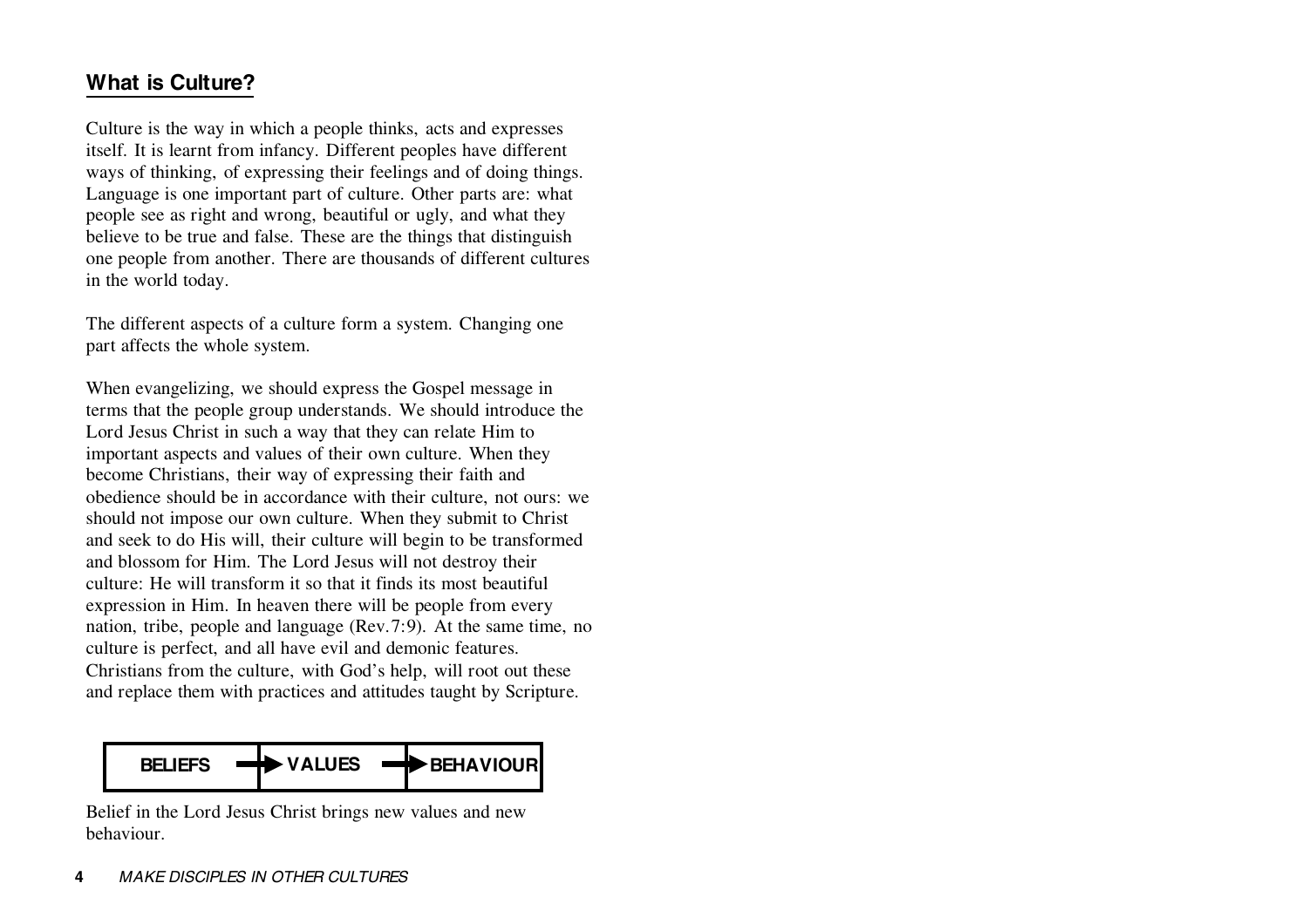## What is Culture?

Culture is the way in which a people thinks, acts and expresses itself. It is learnt from infancy. Different peoples have different ways of thinking, of expressing their feelings and of doing things. Language is one important part of culture. Other parts are: what people see as right and wrong, beautiful or ugly, and what they believe to be true and false. These are the things that distinguish one people from another. There are thousands of different cultures in the world today.

The different aspects of a culture form a system. Changing one part affects the whole system.

When evangelizing, we should express the Gospel message in terms that the people group understands. We should introduce the Lord Jesus Christ in such a way that they can relate Him to important aspects and values of their own culture. When they become Christians, their way of expressing their faith and obedience should be in accordance with their culture, not ours: we should not impose our own culture. When they submit to Christ and seek to do His will, their culture will begin to be transformed and blossom for Him. The Lord Jesus will not destroy their culture: He will transform it so that it finds its most beautiful expression in Him. In heaven there will be people from every nation, tribe, people and language (Rev.7:9). At the same time, no culture is perfect, and all have evil and demonic features. Christians from the culture, with God's help, will root out these and replace them with practices and attitudes taught by Scripture.

| BELIEFS → | VALUES → | BEHAVIOUR |
|---|---|---|

Belief in the Lord Jesus Christ brings new values and new behaviour.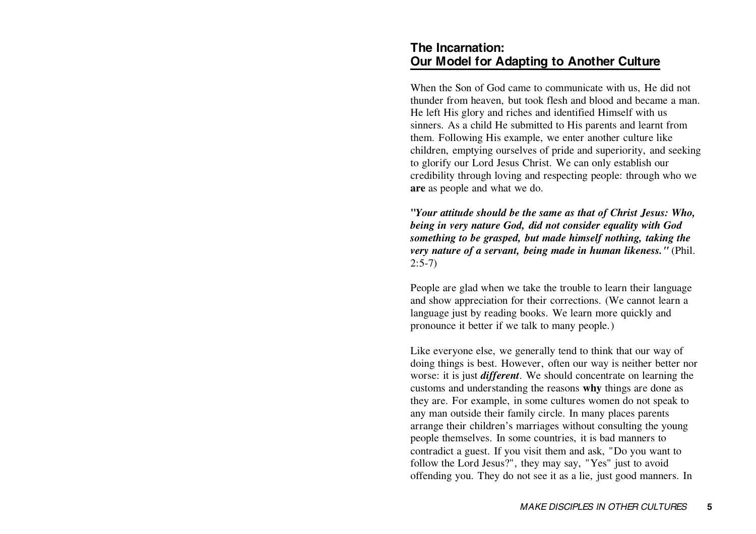## The Incarnation: Our Model for Adapting to Another Culture

When the Son of God came to communicate with us, He did not thunder from heaven, but took flesh and blood and became a man. He left His glory and riches and identified Himself with us sinners. As a child He submitted to His parents and learnt from them. Following His example, we enter another culture like children, emptying ourselves of pride and superiority, and seeking to glorify our Lord Jesus Christ. We can only establish our credibility through loving and respecting people: through who we **are** as people and what we do.

***"Your attitude should be the same as that of Christ Jesus: Who, being in very nature God, did not consider equality with God something to be grasped, but made himself nothing, taking the very nature of a servant, being made in human likeness."*** (Phil. 2:5-7)

People are glad when we take the trouble to learn their language and show appreciation for their corrections. (We cannot learn a language just by reading books. We learn more quickly and pronounce it better if we talk to many people.)

Like everyone else, we generally tend to think that our way of doing things is best. However, often our way is neither better nor worse: it is just ***different***. We should concentrate on learning the customs and understanding the reasons **why** things are done as they are. For example, in some cultures women do not speak to any man outside their family circle. In many places parents arrange their children's marriages without consulting the young people themselves. In some countries, it is bad manners to contradict a guest. If you visit them and ask, "Do you want to follow the Lord Jesus?", they may say, "Yes" just to avoid offending you. They do not see it as a lie, just good manners. In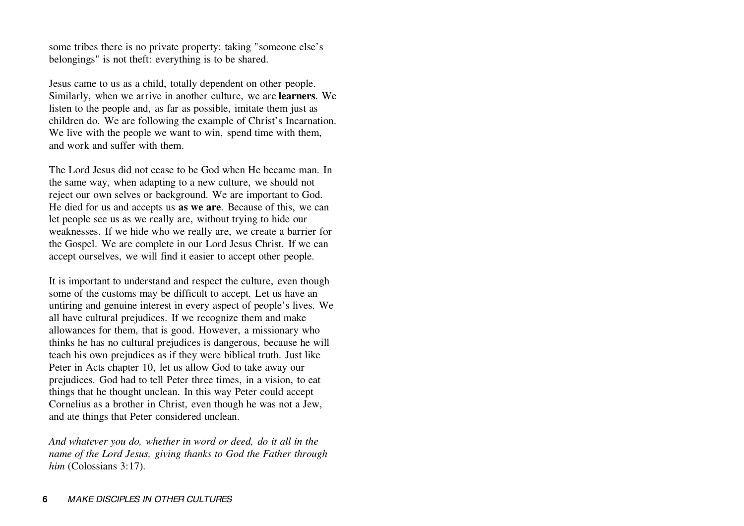some tribes there is no private property: taking "someone else's belongings" is not theft: everything is to be shared.

Jesus came to us as a child, totally dependent on other people. Similarly, when we arrive in another culture, we are **learners**. We listen to the people and, as far as possible, imitate them just as children do. We are following the example of Christ's Incarnation. We live with the people we want to win, spend time with them, and work and suffer with them.

The Lord Jesus did not cease to be God when He became man. In the same way, when adapting to a new culture, we should not reject our own selves or background. We are important to God. He died for us and accepts us **as we are**. Because of this, we can let people see us as we really are, without trying to hide our weaknesses. If we hide who we really are, we create a barrier for the Gospel. We are complete in our Lord Jesus Christ. If we can accept ourselves, we will find it easier to accept other people.

It is important to understand and respect the culture, even though some of the customs may be difficult to accept. Let us have an untiring and genuine interest in every aspect of people's lives. We all have cultural prejudices. If we recognize them and make allowances for them, that is good. However, a missionary who thinks he has no cultural prejudices is dangerous, because he will teach his own prejudices as if they were biblical truth. Just like Peter in Acts chapter 10, let us allow God to take away our prejudices. God had to tell Peter three times, in a vision, to eat things that he thought unclean. In this way Peter could accept Cornelius as a brother in Christ, even though he was not a Jew, and ate things that Peter considered unclean.

*And whatever you do, whether in word or deed, do it all in the name of the Lord Jesus, giving thanks to God the Father through him* (Colossians 3:17).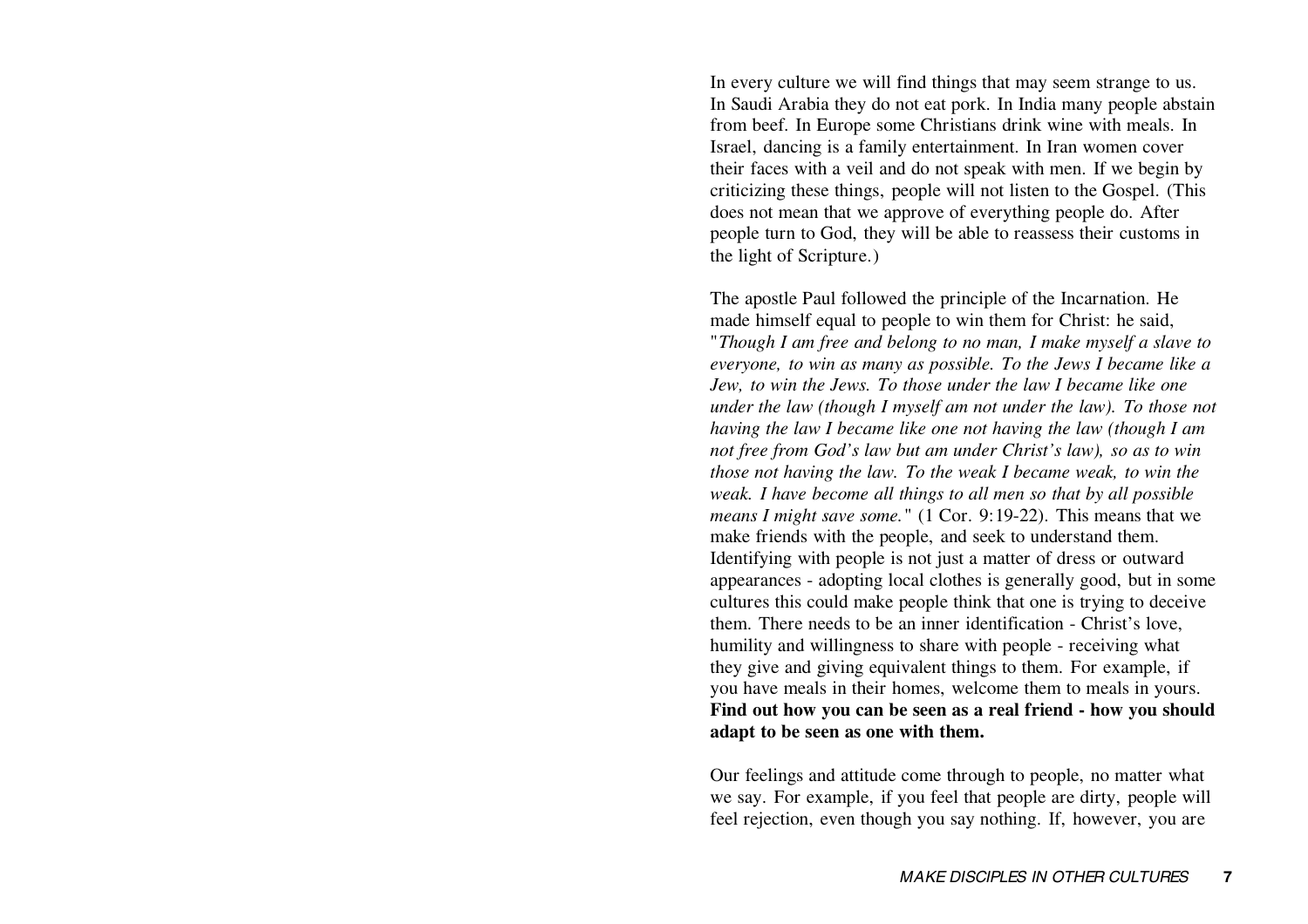In every culture we will find things that may seem strange to us. In Saudi Arabia they do not eat pork. In India many people abstain from beef. In Europe some Christians drink wine with meals. In Israel, dancing is a family entertainment. In Iran women cover their faces with a veil and do not speak with men. If we begin by criticizing these things, people will not listen to the Gospel. (This does not mean that we approve of everything people do. After people turn to God, they will be able to reassess their customs in the light of Scripture.)

The apostle Paul followed the principle of the Incarnation. He made himself equal to people to win them for Christ: he said, "*Though I am free and belong to no man, I make myself a slave to everyone, to win as many as possible. To the Jews I became like a Jew, to win the Jews. To those under the law I became like one under the law (though I myself am not under the law). To those not having the law I became like one not having the law (though I am not free from God's law but am under Christ's law), so as to win those not having the law. To the weak I became weak, to win the weak. I have become all things to all men so that by all possible means I might save some.*" (1 Cor. 9:19-22). This means that we make friends with the people, and seek to understand them. Identifying with people is not just a matter of dress or outward appearances - adopting local clothes is generally good, but in some cultures this could make people think that one is trying to deceive them. There needs to be an inner identification - Christ's love, humility and willingness to share with people - receiving what they give and giving equivalent things to them. For example, if you have meals in their homes, welcome them to meals in yours. **Find out how you can be seen as a real friend - how you should adapt to be seen as one with them.**

Our feelings and attitude come through to people, no matter what we say. For example, if you feel that people are dirty, people will feel rejection, even though you say nothing. If, however, you are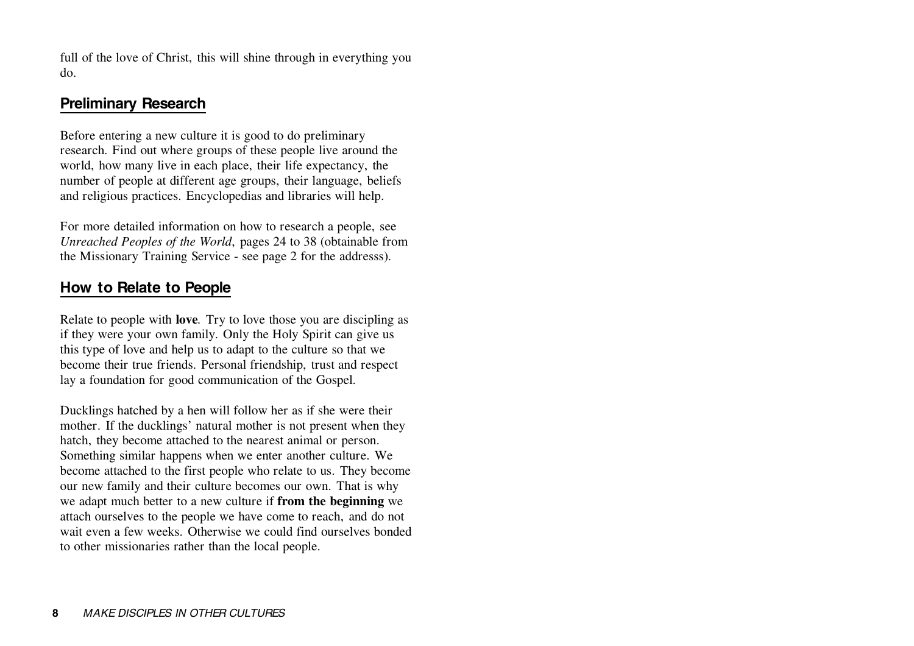full of the love of Christ, this will shine through in everything you do.

## Preliminary Research

Before entering a new culture it is good to do preliminary research. Find out where groups of these people live around the world, how many live in each place, their life expectancy, the number of people at different age groups, their language, beliefs and religious practices. Encyclopedias and libraries will help.

For more detailed information on how to research a people, see *Unreached Peoples of the World*, pages 24 to 38 (obtainable from the Missionary Training Service - see page 2 for the addresss).

## How to Relate to People

Relate to people with **love**. Try to love those you are discipling as if they were your own family. Only the Holy Spirit can give us this type of love and help us to adapt to the culture so that we become their true friends. Personal friendship, trust and respect lay a foundation for good communication of the Gospel.

Ducklings hatched by a hen will follow her as if she were their mother. If the ducklings' natural mother is not present when they hatch, they become attached to the nearest animal or person. Something similar happens when we enter another culture. We become attached to the first people who relate to us. They become our new family and their culture becomes our own. That is why we adapt much better to a new culture if **from the beginning** we attach ourselves to the people we have come to reach, and do not wait even a few weeks. Otherwise we could find ourselves bonded to other missionaries rather than the local people.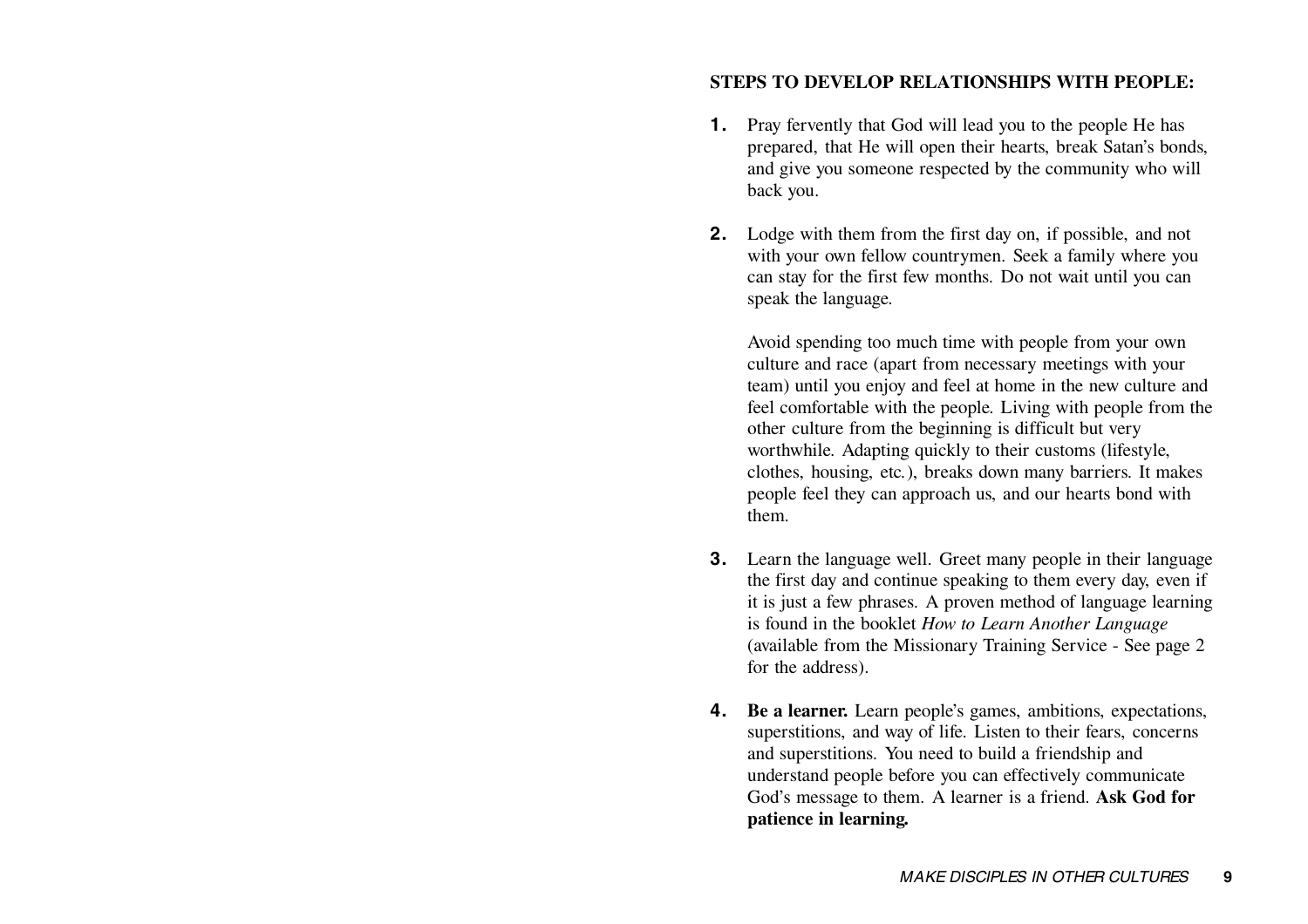**STEPS TO DEVELOP RELATIONSHIPS WITH PEOPLE:**

1. Pray fervently that God will lead you to the people He has prepared, that He will open their hearts, break Satan's bonds, and give you someone respected by the community who will back you.

2. Lodge with them from the first day on, if possible, and not with your own fellow countrymen. Seek a family where you can stay for the first few months. Do not wait until you can speak the language.

   Avoid spending too much time with people from your own culture and race (apart from necessary meetings with your team) until you enjoy and feel at home in the new culture and feel comfortable with the people. Living with people from the other culture from the beginning is difficult but very worthwhile. Adapting quickly to their customs (lifestyle, clothes, housing, etc.), breaks down many barriers. It makes people feel they can approach us, and our hearts bond with them.

3. Learn the language well. Greet many people in their language the first day and continue speaking to them every day, even if it is just a few phrases. A proven method of language learning is found in the booklet *How to Learn Another Language* (available from the Missionary Training Service - See page 2 for the address).

4. **Be a learner.** Learn people's games, ambitions, expectations, superstitions, and way of life. Listen to their fears, concerns and superstitions. You need to build a friendship and understand people before you can effectively communicate God's message to them. A learner is a friend. **Ask God for patience in learning.**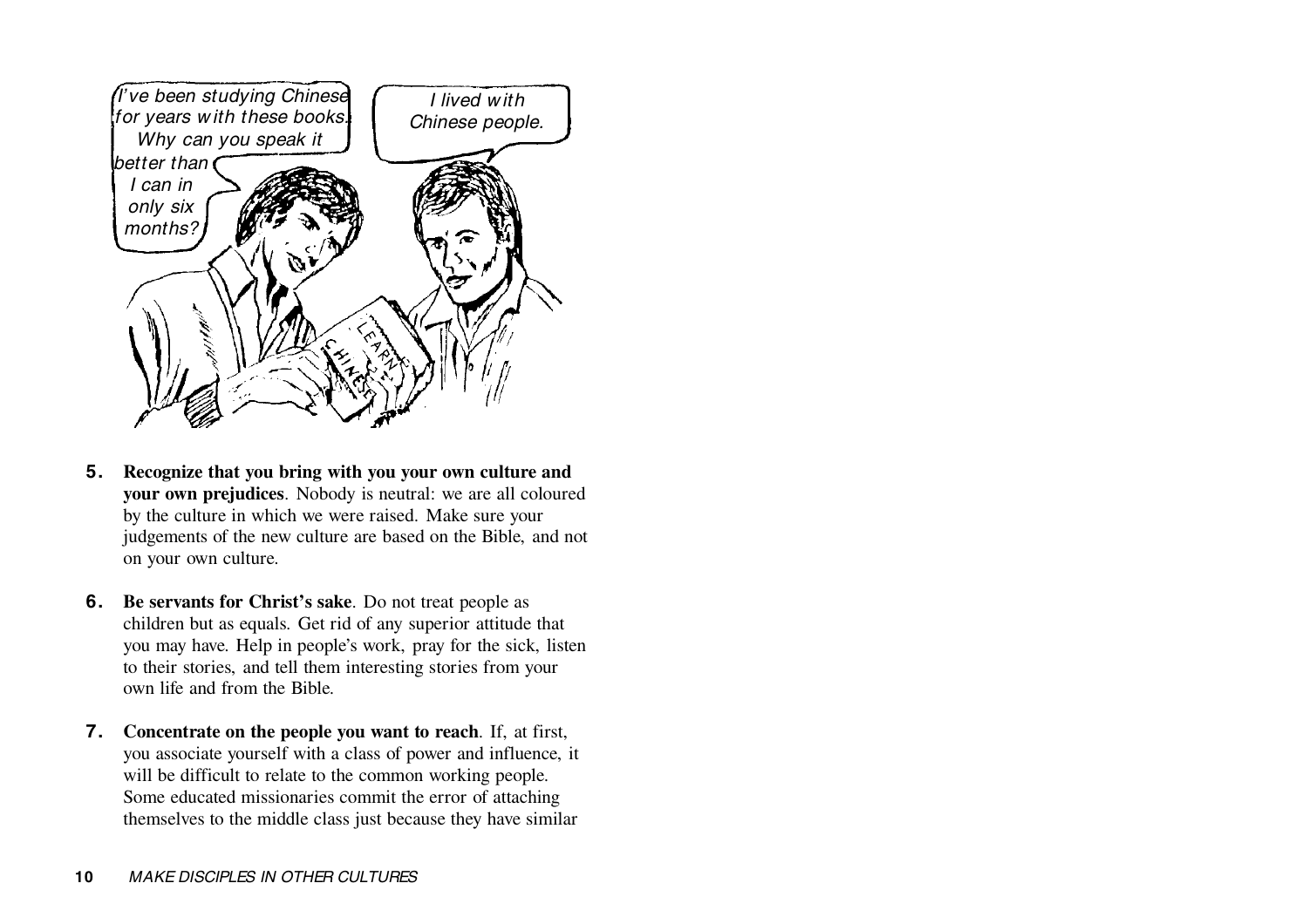5. **Recognize that you bring with you your own culture and your own prejudices**. Nobody is neutral: we are all coloured by the culture in which we were raised. Make sure your judgements of the new culture are based on the Bible, and not on your own culture.

6. **Be servants for Christ's sake**. Do not treat people as children but as equals. Get rid of any superior attitude that you may have. Help in people's work, pray for the sick, listen to their stories, and tell them interesting stories from your own life and from the Bible.

7. **Concentrate on the people you want to reach**. If, at first, you associate yourself with a class of power and influence, it will be difficult to relate to the common working people. Some educated missionaries commit the error of attaching themselves to the middle class just because they have similar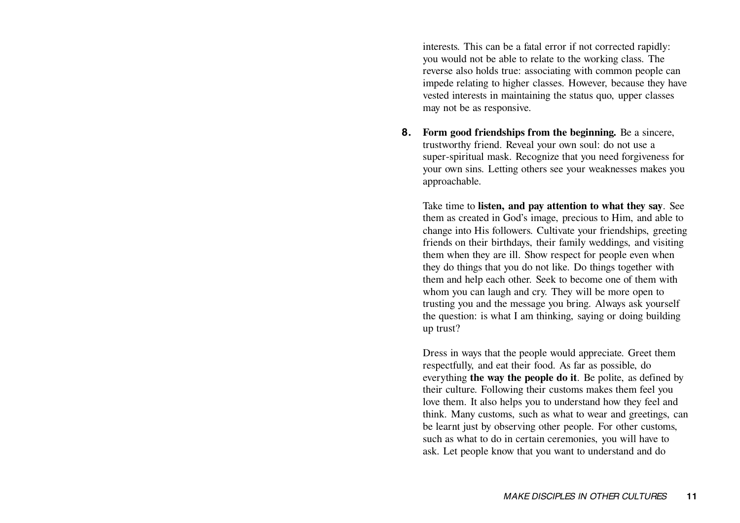interests. This can be a fatal error if not corrected rapidly: you would not be able to relate to the working class. The reverse also holds true: associating with common people can impede relating to higher classes. However, because they have vested interests in maintaining the status quo, upper classes may not be as responsive.

8. **Form good friendships from the beginning.** Be a sincere, trustworthy friend. Reveal your own soul: do not use a super-spiritual mask. Recognize that you need forgiveness for your own sins. Letting others see your weaknesses makes you approachable.

   Take time to **listen, and pay attention to what they say**. See them as created in God's image, precious to Him, and able to change into His followers. Cultivate your friendships, greeting friends on their birthdays, their family weddings, and visiting them when they are ill. Show respect for people even when they do things that you do not like. Do things together with them and help each other. Seek to become one of them with whom you can laugh and cry. They will be more open to trusting you and the message you bring. Always ask yourself the question: is what I am thinking, saying or doing building up trust?

   Dress in ways that the people would appreciate. Greet them respectfully, and eat their food. As far as possible, do everything **the way the people do it**. Be polite, as defined by their culture. Following their customs makes them feel you love them. It also helps you to understand how they feel and think. Many customs, such as what to wear and greetings, can be learnt just by observing other people. For other customs, such as what to do in certain ceremonies, you will have to ask. Let people know that you want to understand and do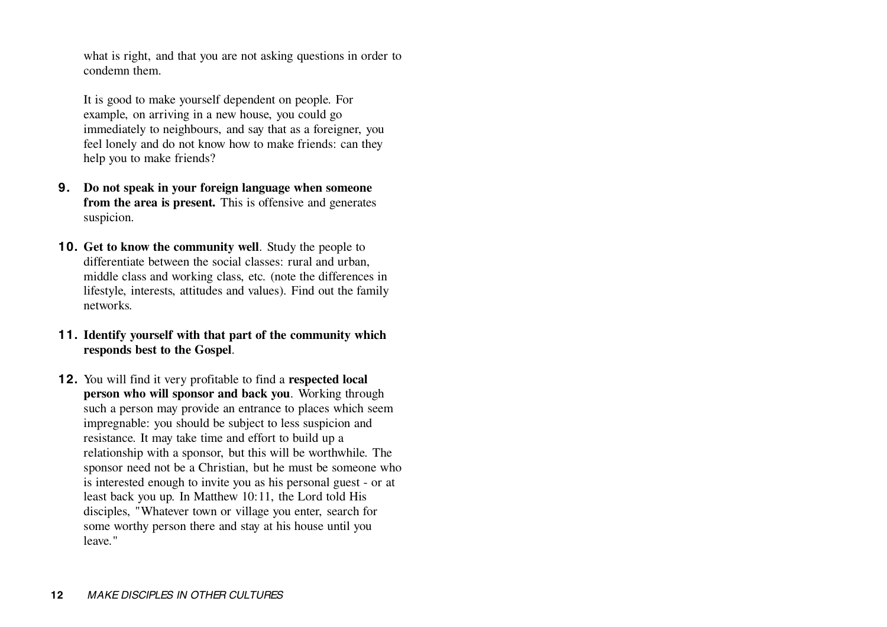what is right, and that you are not asking questions in order to condemn them.

It is good to make yourself dependent on people. For example, on arriving in a new house, you could go immediately to neighbours, and say that as a foreigner, you feel lonely and do not know how to make friends: can they help you to make friends?

9. **Do not speak in your foreign language when someone from the area is present.** This is offensive and generates suspicion.

10. **Get to know the community well**. Study the people to differentiate between the social classes: rural and urban, middle class and working class, etc. (note the differences in lifestyle, interests, attitudes and values). Find out the family networks.

11. **Identify yourself with that part of the community which responds best to the Gospel**.

12. You will find it very profitable to find a **respected local person who will sponsor and back you**. Working through such a person may provide an entrance to places which seem impregnable: you should be subject to less suspicion and resistance. It may take time and effort to build up a relationship with a sponsor, but this will be worthwhile. The sponsor need not be a Christian, but he must be someone who is interested enough to invite you as his personal guest - or at least back you up. In Matthew 10:11, the Lord told His disciples, "Whatever town or village you enter, search for some worthy person there and stay at his house until you leave."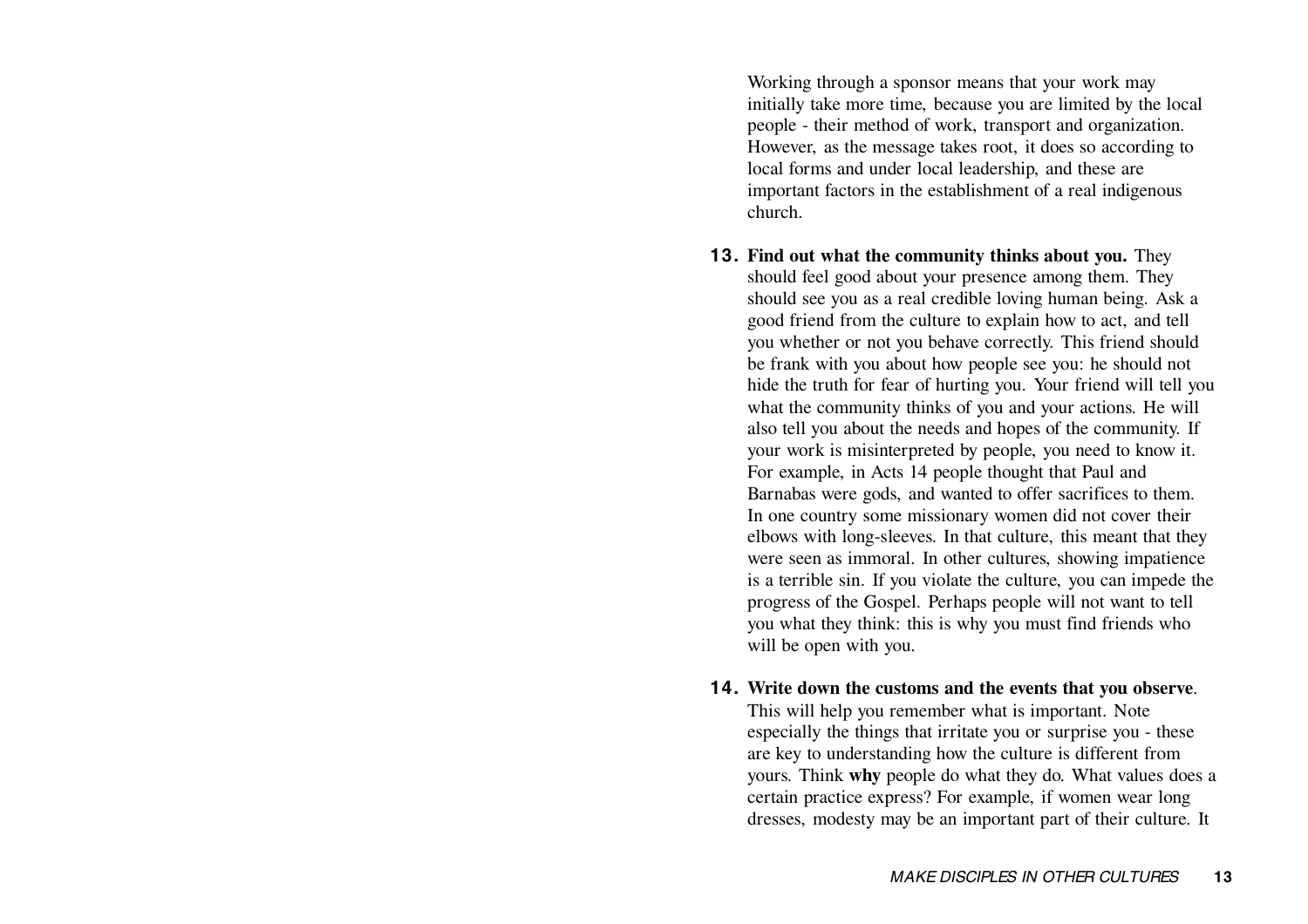Working through a sponsor means that your work may initially take more time, because you are limited by the local people - their method of work, transport and organization. However, as the message takes root, it does so according to local forms and under local leadership, and these are important factors in the establishment of a real indigenous church.

**13. Find out what the community thinks about you.** They should feel good about your presence among them. They should see you as a real credible loving human being. Ask a good friend from the culture to explain how to act, and tell you whether or not you behave correctly. This friend should be frank with you about how people see you: he should not hide the truth for fear of hurting you. Your friend will tell you what the community thinks of you and your actions. He will also tell you about the needs and hopes of the community. If your work is misinterpreted by people, you need to know it. For example, in Acts 14 people thought that Paul and Barnabas were gods, and wanted to offer sacrifices to them. In one country some missionary women did not cover their elbows with long-sleeves. In that culture, this meant that they were seen as immoral. In other cultures, showing impatience is a terrible sin. If you violate the culture, you can impede the progress of the Gospel. Perhaps people will not want to tell you what they think: this is why you must find friends who will be open with you.

**14. Write down the customs and the events that you observe**. This will help you remember what is important. Note especially the things that irritate you or surprise you - these are key to understanding how the culture is different from yours. Think **why** people do what they do. What values does a certain practice express? For example, if women wear long dresses, modesty may be an important part of their culture. It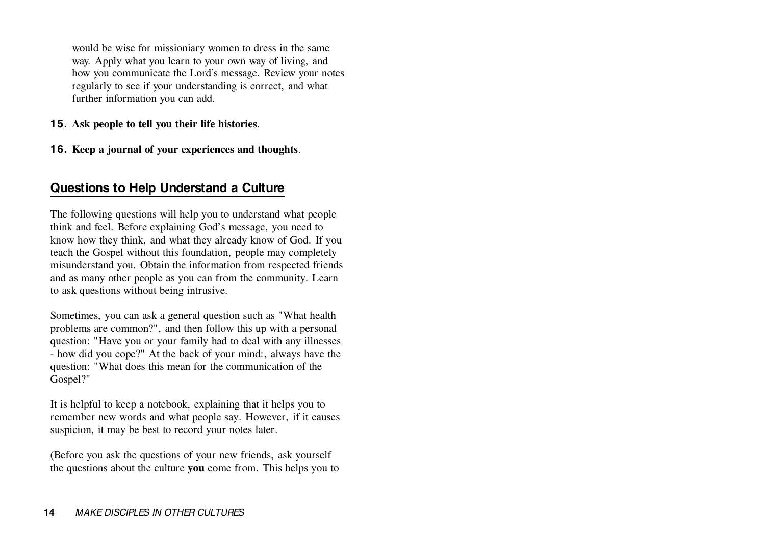would be wise for missioniary women to dress in the same way. Apply what you learn to your own way of living, and how you communicate the Lord's message. Review your notes regularly to see if your understanding is correct, and what further information you can add.

**15. Ask people to tell you their life histories**.

**16. Keep a journal of your experiences and thoughts**.

## Questions to Help Understand a Culture

The following questions will help you to understand what people think and feel. Before explaining God's message, you need to know how they think, and what they already know of God. If you teach the Gospel without this foundation, people may completely misunderstand you. Obtain the information from respected friends and as many other people as you can from the community. Learn to ask questions without being intrusive.

Sometimes, you can ask a general question such as "What health problems are common?", and then follow this up with a personal question: "Have you or your family had to deal with any illnesses - how did you cope?" At the back of your mind:, always have the question: "What does this mean for the communication of the Gospel?"

It is helpful to keep a notebook, explaining that it helps you to remember new words and what people say. However, if it causes suspicion, it may be best to record your notes later.

(Before you ask the questions of your new friends, ask yourself the questions about the culture **you** come from. This helps you to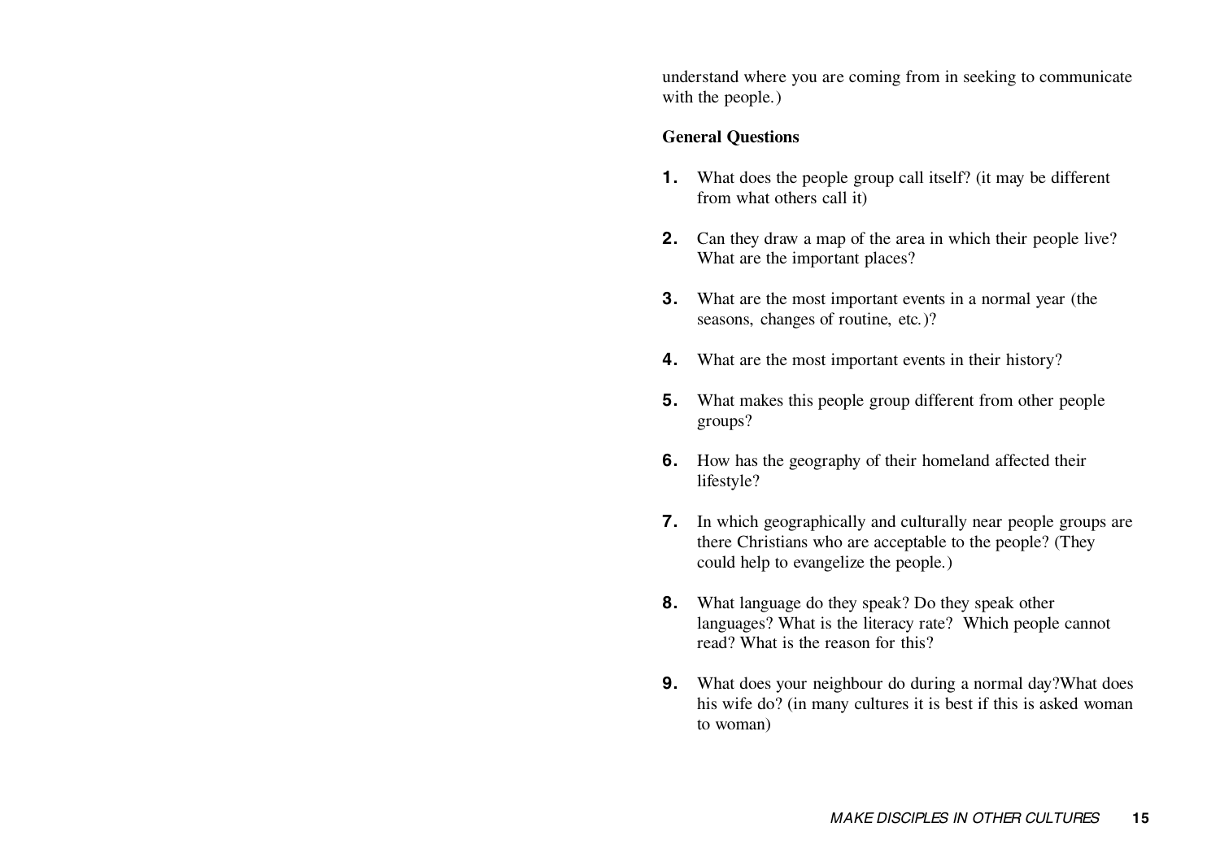understand where you are coming from in seeking to communicate with the people.)

**General Questions**

1. What does the people group call itself? (it may be different from what others call it)

2. Can they draw a map of the area in which their people live? What are the important places?

3. What are the most important events in a normal year (the seasons, changes of routine, etc.)?

4. What are the most important events in their history?

5. What makes this people group different from other people groups?

6. How has the geography of their homeland affected their lifestyle?

7. In which geographically and culturally near people groups are there Christians who are acceptable to the people? (They could help to evangelize the people.)

8. What language do they speak? Do they speak other languages? What is the literacy rate? Which people cannot read? What is the reason for this?

9. What does your neighbour do during a normal day?What does his wife do? (in many cultures it is best if this is asked woman to woman)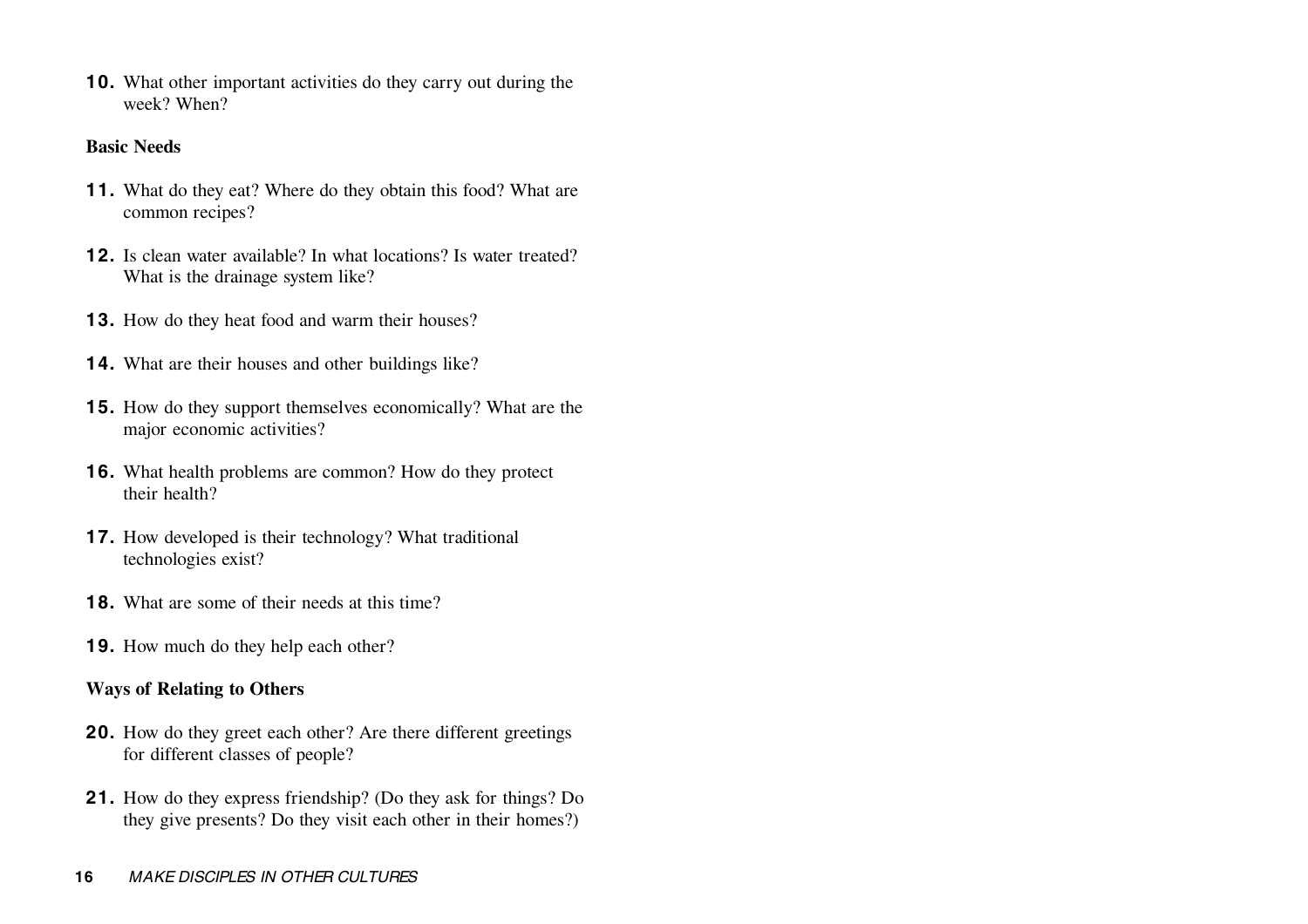**10.** What other important activities do they carry out during the week? When?

**Basic Needs**

**11.** What do they eat? Where do they obtain this food? What are common recipes?

**12.** Is clean water available? In what locations? Is water treated? What is the drainage system like?

**13.** How do they heat food and warm their houses?

**14.** What are their houses and other buildings like?

**15.** How do they support themselves economically? What are the major economic activities?

**16.** What health problems are common? How do they protect their health?

**17.** How developed is their technology? What traditional technologies exist?

**18.** What are some of their needs at this time?

**19.** How much do they help each other?

**Ways of Relating to Others**

**20.** How do they greet each other? Are there different greetings for different classes of people?

**21.** How do they express friendship? (Do they ask for things? Do they give presents? Do they visit each other in their homes?)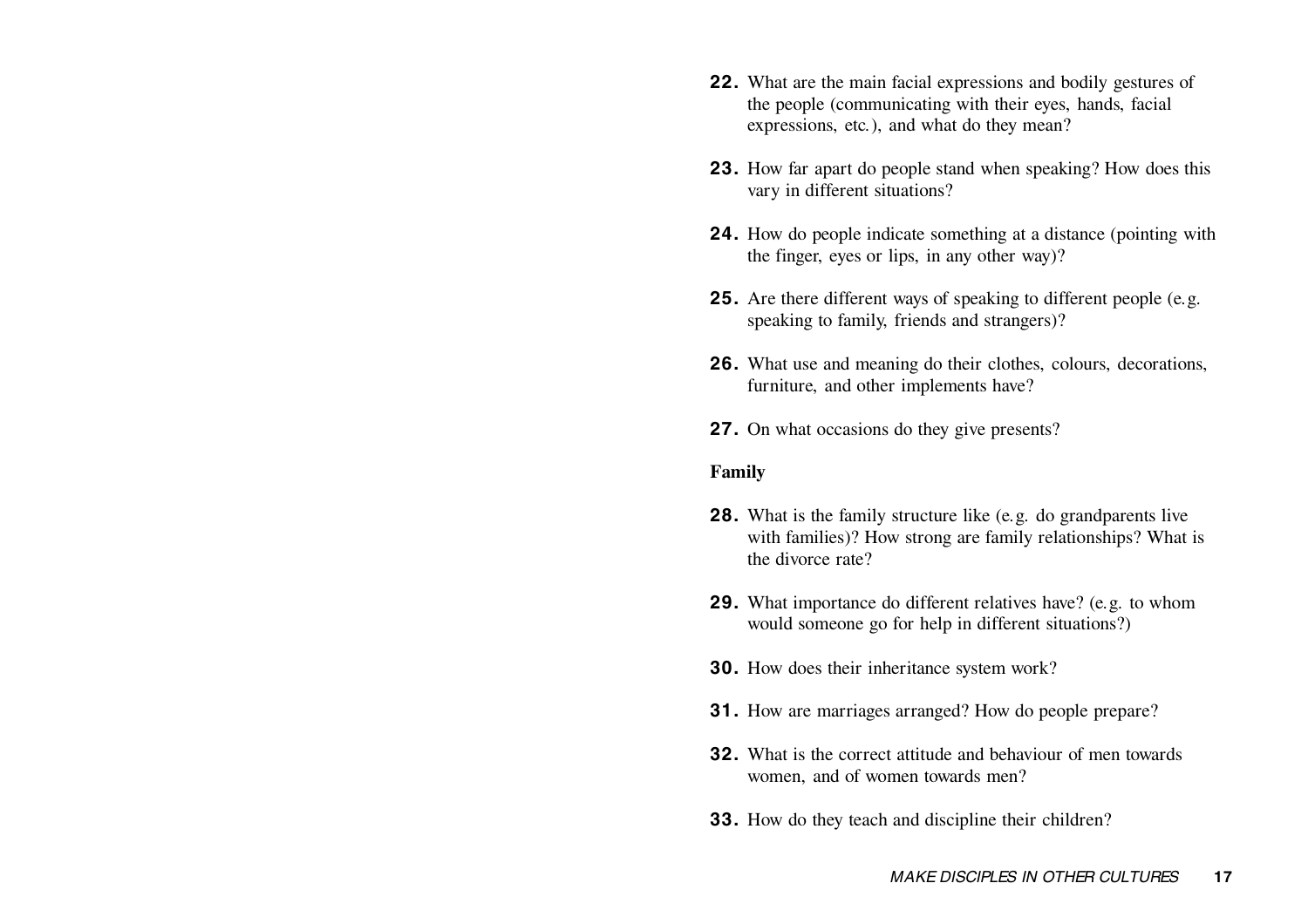**22.** What are the main facial expressions and bodily gestures of the people (communicating with their eyes, hands, facial expressions, etc.), and what do they mean?

**23.** How far apart do people stand when speaking? How does this vary in different situations?

**24.** How do people indicate something at a distance (pointing with the finger, eyes or lips, in any other way)?

**25.** Are there different ways of speaking to different people (e.g. speaking to family, friends and strangers)?

**26.** What use and meaning do their clothes, colours, decorations, furniture, and other implements have?

**27.** On what occasions do they give presents?

**Family**

**28.** What is the family structure like (e.g. do grandparents live with families)? How strong are family relationships? What is the divorce rate?

**29.** What importance do different relatives have? (e.g. to whom would someone go for help in different situations?)

**30.** How does their inheritance system work?

**31.** How are marriages arranged? How do people prepare?

**32.** What is the correct attitude and behaviour of men towards women, and of women towards men?

**33.** How do they teach and discipline their children?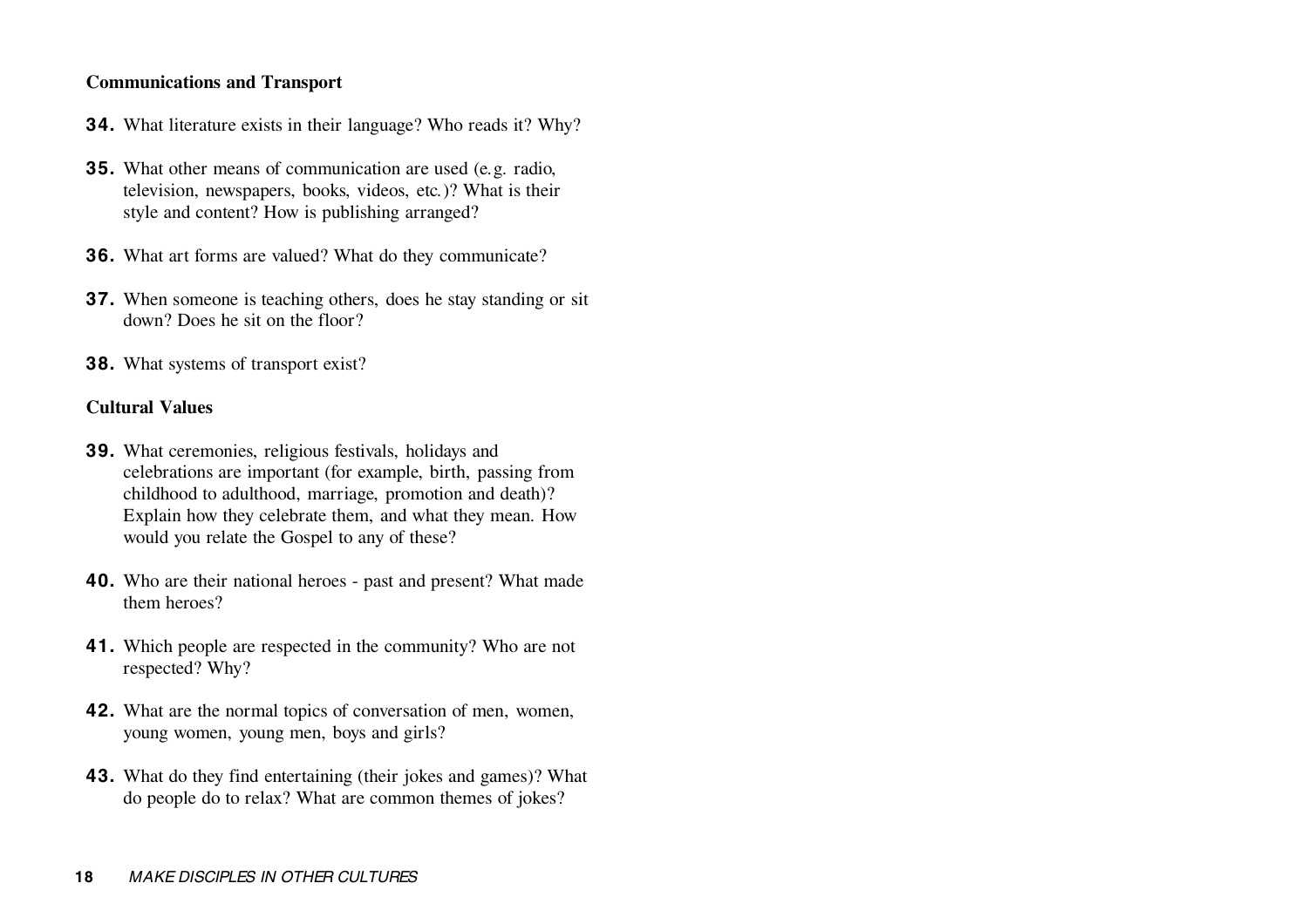### Communications and Transport

**34.** What literature exists in their language? Who reads it? Why?

**35.** What other means of communication are used (e.g. radio, television, newspapers, books, videos, etc.)? What is their style and content? How is publishing arranged?

**36.** What art forms are valued? What do they communicate?

**37.** When someone is teaching others, does he stay standing or sit down? Does he sit on the floor?

**38.** What systems of transport exist?

### Cultural Values

**39.** What ceremonies, religious festivals, holidays and celebrations are important (for example, birth, passing from childhood to adulthood, marriage, promotion and death)? Explain how they celebrate them, and what they mean. How would you relate the Gospel to any of these?

**40.** Who are their national heroes - past and present? What made them heroes?

**41.** Which people are respected in the community? Who are not respected? Why?

**42.** What are the normal topics of conversation of men, women, young women, young men, boys and girls?

**43.** What do they find entertaining (their jokes and games)? What do people do to relax? What are common themes of jokes?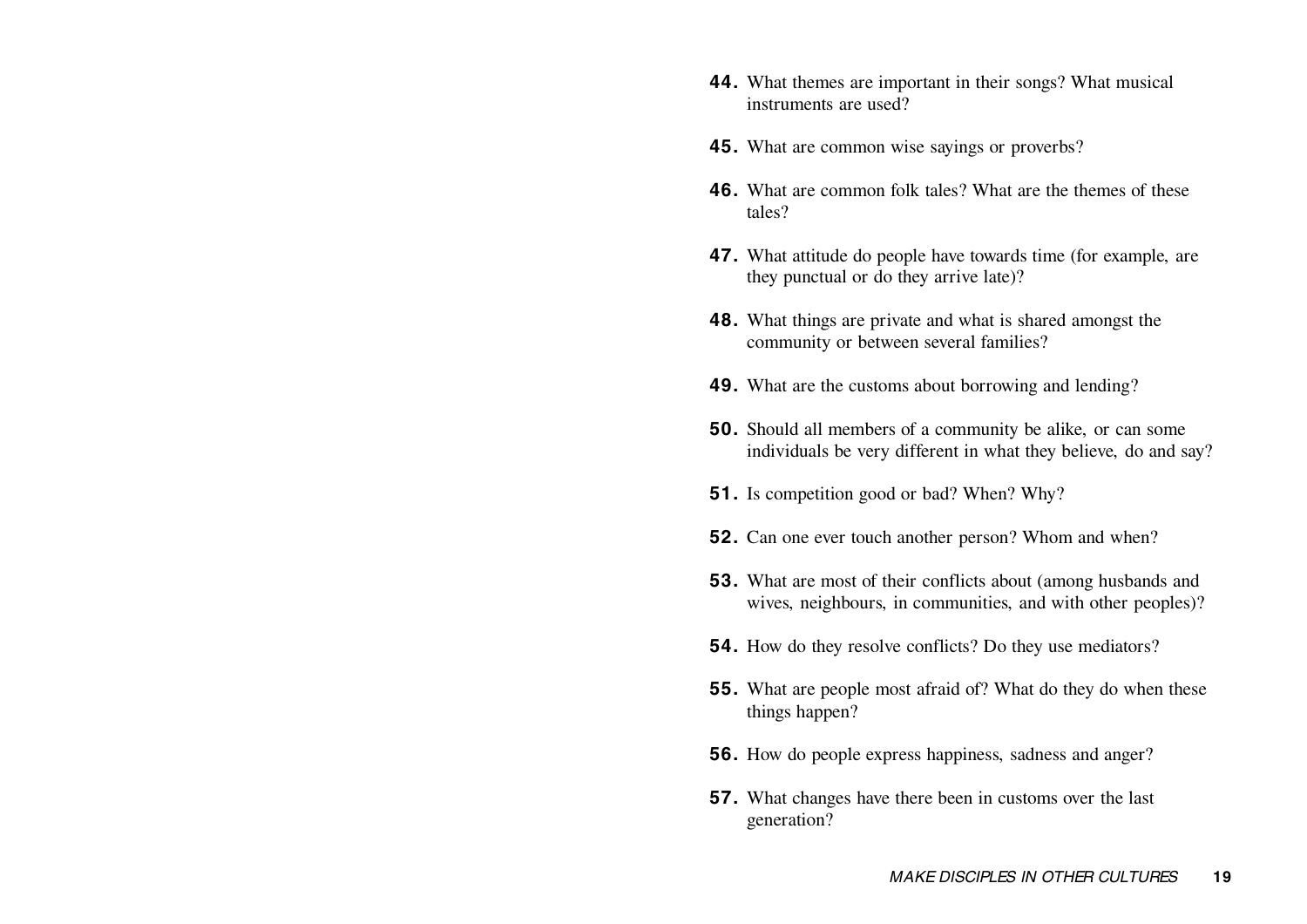**44.** What themes are important in their songs? What musical instruments are used?

**45.** What are common wise sayings or proverbs?

**46.** What are common folk tales? What are the themes of these tales?

**47.** What attitude do people have towards time (for example, are they punctual or do they arrive late)?

**48.** What things are private and what is shared amongst the community or between several families?

**49.** What are the customs about borrowing and lending?

**50.** Should all members of a community be alike, or can some individuals be very different in what they believe, do and say?

**51.** Is competition good or bad? When? Why?

**52.** Can one ever touch another person? Whom and when?

**53.** What are most of their conflicts about (among husbands and wives, neighbours, in communities, and with other peoples)?

**54.** How do they resolve conflicts? Do they use mediators?

**55.** What are people most afraid of? What do they do when these things happen?

**56.** How do people express happiness, sadness and anger?

**57.** What changes have there been in customs over the last generation?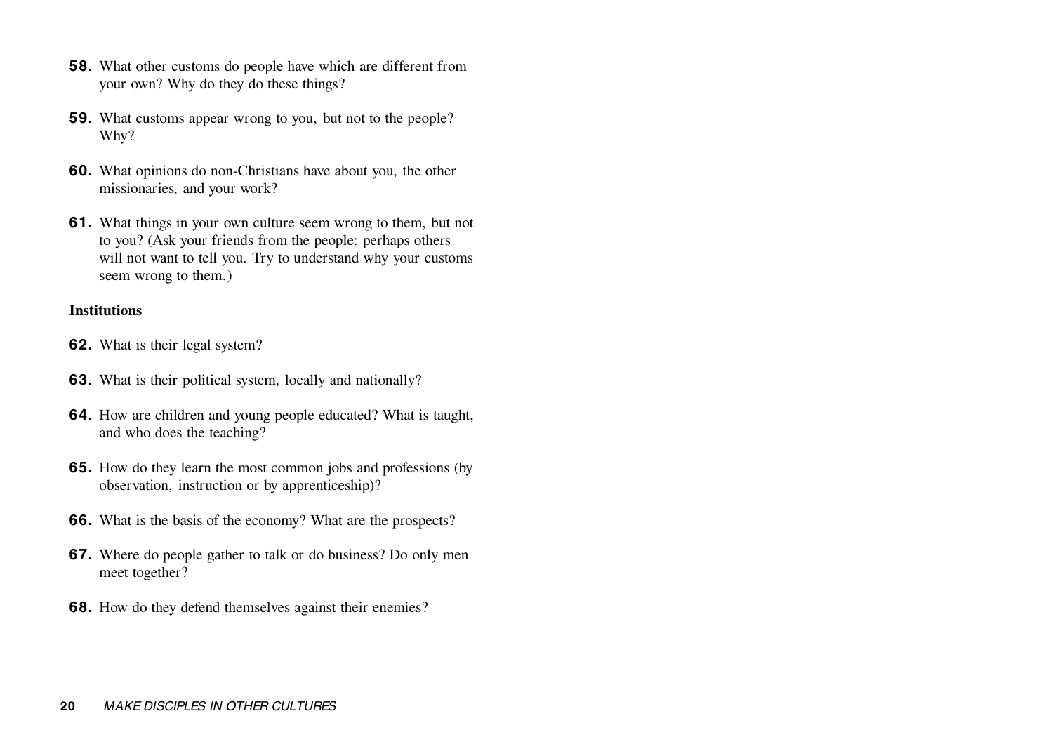**58.** What other customs do people have which are different from your own? Why do they do these things?

**59.** What customs appear wrong to you, but not to the people? Why?

**60.** What opinions do non-Christians have about you, the other missionaries, and your work?

**61.** What things in your own culture seem wrong to them, but not to you? (Ask your friends from the people: perhaps others will not want to tell you. Try to understand why your customs seem wrong to them.)

**Institutions**

**62.** What is their legal system?

**63.** What is their political system, locally and nationally?

**64.** How are children and young people educated? What is taught, and who does the teaching?

**65.** How do they learn the most common jobs and professions (by observation, instruction or by apprenticeship)?

**66.** What is the basis of the economy? What are the prospects?

**67.** Where do people gather to talk or do business? Do only men meet together?

**68.** How do they defend themselves against their enemies?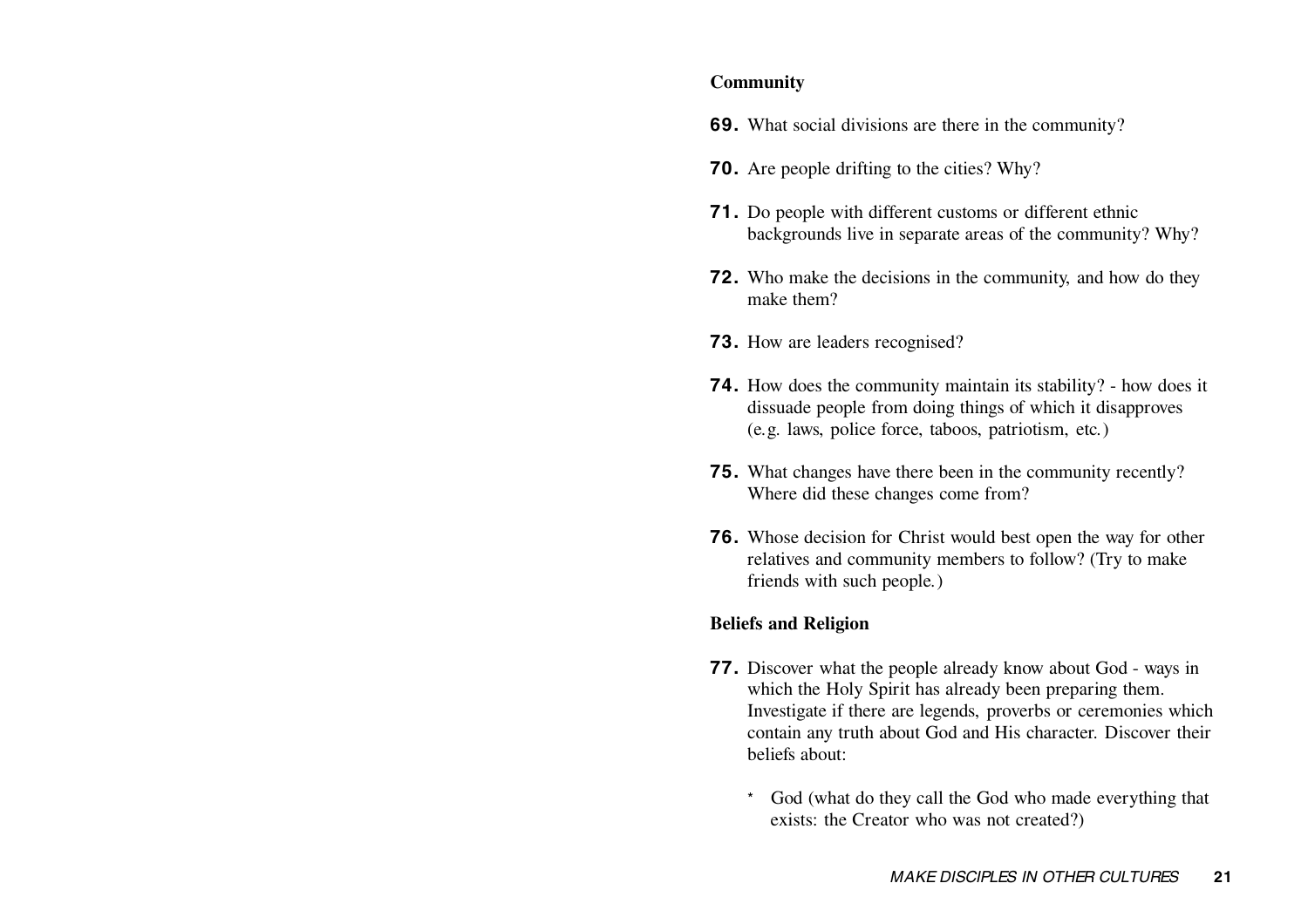**Community**

**69.** What social divisions are there in the community?

**70.** Are people drifting to the cities? Why?

**71.** Do people with different customs or different ethnic backgrounds live in separate areas of the community? Why?

**72.** Who make the decisions in the community, and how do they make them?

**73.** How are leaders recognised?

**74.** How does the community maintain its stability? - how does it dissuade people from doing things of which it disapproves (e.g. laws, police force, taboos, patriotism, etc.)

**75.** What changes have there been in the community recently? Where did these changes come from?

**76.** Whose decision for Christ would best open the way for other relatives and community members to follow? (Try to make friends with such people.)

**Beliefs and Religion**

**77.** Discover what the people already know about God - ways in which the Holy Spirit has already been preparing them. Investigate if there are legends, proverbs or ceremonies which contain any truth about God and His character. Discover their beliefs about:

* God (what do they call the God who made everything that exists: the Creator who was not created?)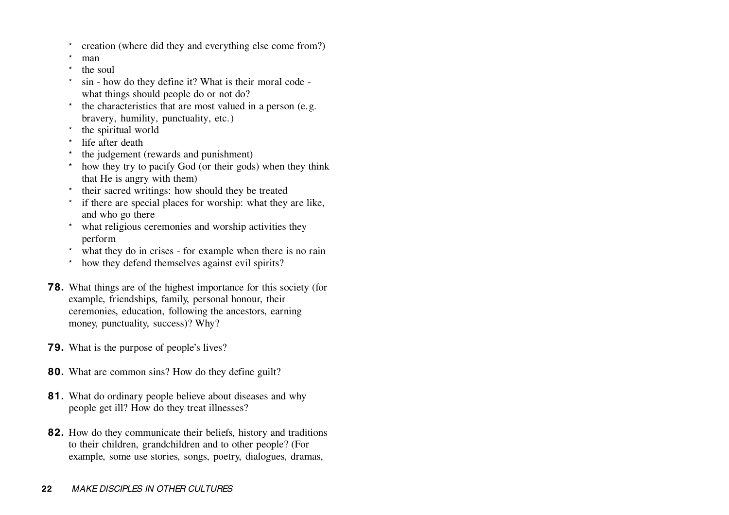* creation (where did they and everything else come from?)
* man
* the soul
* sin - how do they define it? What is their moral code - what things should people do or not do?
* the characteristics that are most valued in a person (e.g. bravery, humility, punctuality, etc.)
* the spiritual world
* life after death
* the judgement (rewards and punishment)
* how they try to pacify God (or their gods) when they think that He is angry with them)
* their sacred writings: how should they be treated
* if there are special places for worship: what they are like, and who go there
* what religious ceremonies and worship activities they perform
* what they do in crises - for example when there is no rain
* how they defend themselves against evil spirits?

**78.** What things are of the highest importance for this society (for example, friendships, family, personal honour, their ceremonies, education, following the ancestors, earning money, punctuality, success)? Why?

**79.** What is the purpose of people's lives?

**80.** What are common sins? How do they define guilt?

**81.** What do ordinary people believe about diseases and why people get ill? How do they treat illnesses?

**82.** How do they communicate their beliefs, history and traditions to their children, grandchildren and to other people? (For example, some use stories, songs, poetry, dialogues, dramas,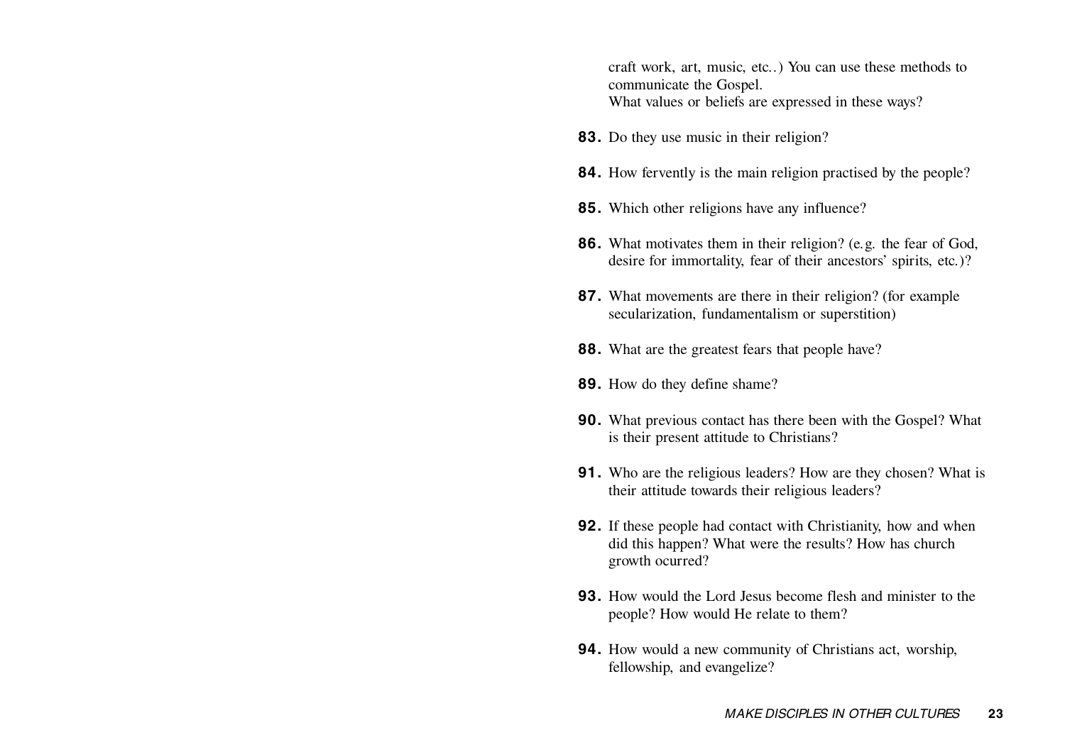craft work, art, music, etc..) You can use these methods to communicate the Gospel.
What values or beliefs are expressed in these ways?

**83.** Do they use music in their religion?

**84.** How fervently is the main religion practised by the people?

**85.** Which other religions have any influence?

**86.** What motivates them in their religion? (e.g. the fear of God, desire for immortality, fear of their ancestors' spirits, etc.)?

**87.** What movements are there in their religion? (for example secularization, fundamentalism or superstition)

**88.** What are the greatest fears that people have?

**89.** How do they define shame?

**90.** What previous contact has there been with the Gospel? What is their present attitude to Christians?

**91.** Who are the religious leaders? How are they chosen? What is their attitude towards their religious leaders?

**92.** If these people had contact with Christianity, how and when did this happen? What were the results? How has church growth ocurred?

**93.** How would the Lord Jesus become flesh and minister to the people? How would He relate to them?

**94.** How would a new community of Christians act, worship, fellowship, and evangelize?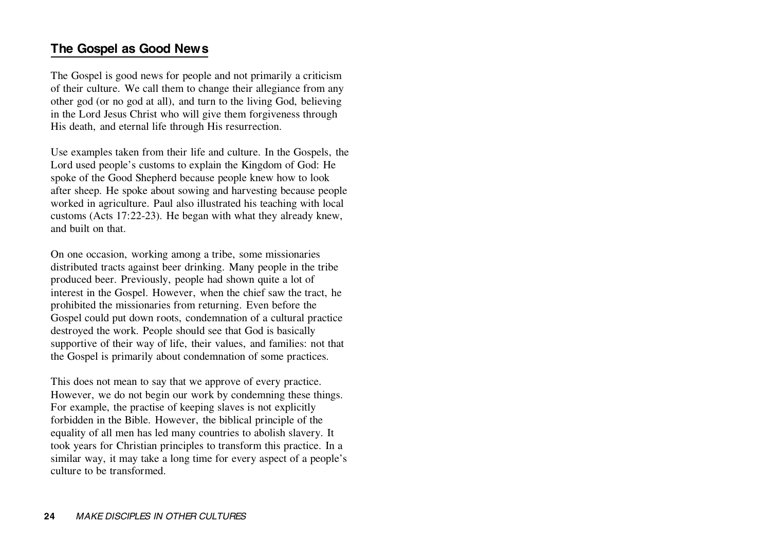## The Gospel as Good News

The Gospel is good news for people and not primarily a criticism of their culture. We call them to change their allegiance from any other god (or no god at all), and turn to the living God, believing in the Lord Jesus Christ who will give them forgiveness through His death, and eternal life through His resurrection.

Use examples taken from their life and culture. In the Gospels, the Lord used people's customs to explain the Kingdom of God: He spoke of the Good Shepherd because people knew how to look after sheep. He spoke about sowing and harvesting because people worked in agriculture. Paul also illustrated his teaching with local customs (Acts 17:22-23). He began with what they already knew, and built on that.

On one occasion, working among a tribe, some missionaries distributed tracts against beer drinking. Many people in the tribe produced beer. Previously, people had shown quite a lot of interest in the Gospel. However, when the chief saw the tract, he prohibited the missionaries from returning. Even before the Gospel could put down roots, condemnation of a cultural practice destroyed the work. People should see that God is basically supportive of their way of life, their values, and families: not that the Gospel is primarily about condemnation of some practices.

This does not mean to say that we approve of every practice. However, we do not begin our work by condemning these things. For example, the practise of keeping slaves is not explicitly forbidden in the Bible. However, the biblical principle of the equality of all men has led many countries to abolish slavery. It took years for Christian principles to transform this practice. In a similar way, it may take a long time for every aspect of a people's culture to be transformed.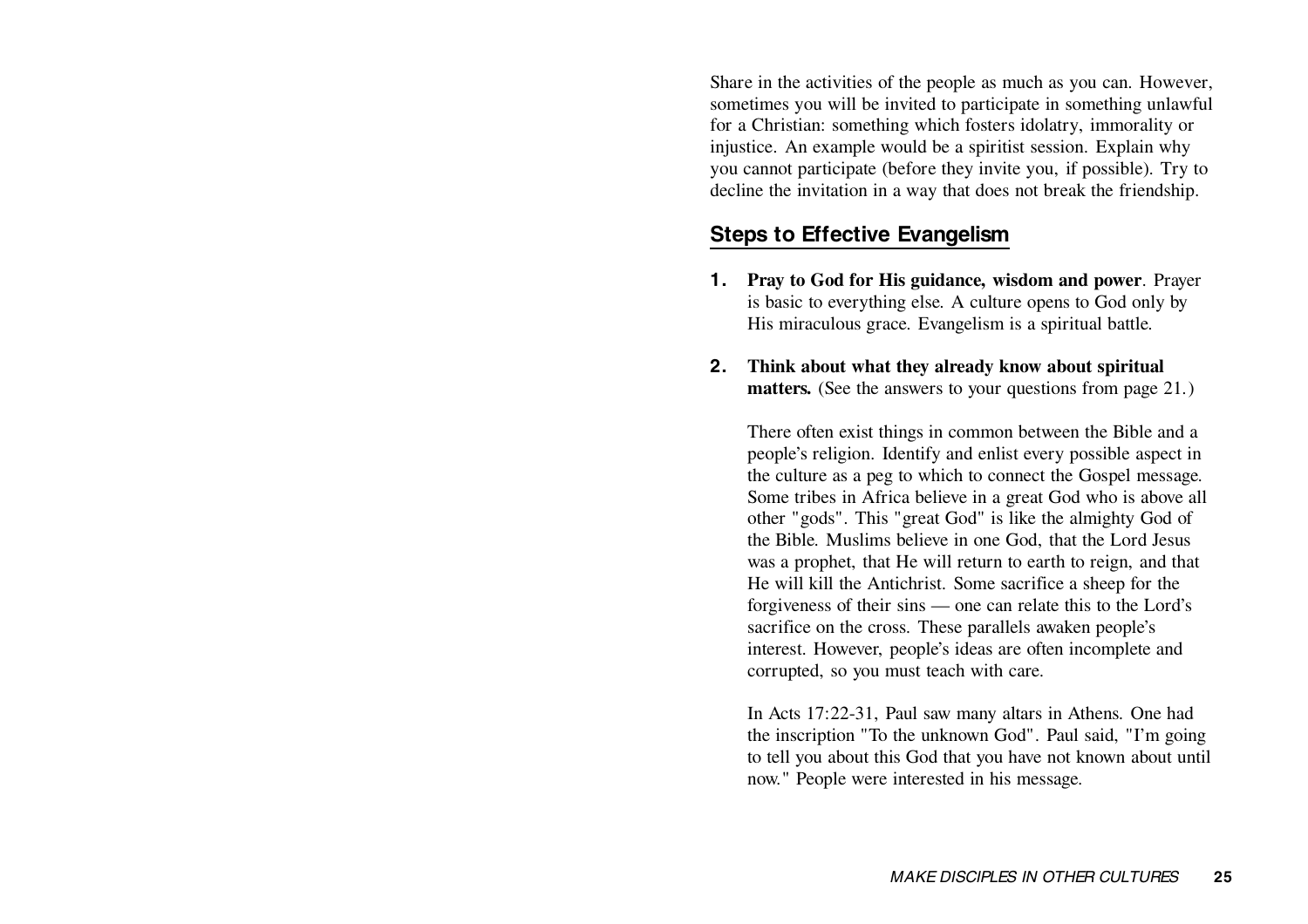Share in the activities of the people as much as you can. However, sometimes you will be invited to participate in something unlawful for a Christian: something which fosters idolatry, immorality or injustice. An example would be a spiritist session. Explain why you cannot participate (before they invite you, if possible). Try to decline the invitation in a way that does not break the friendship.

## Steps to Effective Evangelism

1. **Pray to God for His guidance, wisdom and power**. Prayer is basic to everything else. A culture opens to God only by His miraculous grace. Evangelism is a spiritual battle.

2. **Think about what they already know about spiritual matters.** (See the answers to your questions from page 21.)

   There often exist things in common between the Bible and a people's religion. Identify and enlist every possible aspect in the culture as a peg to which to connect the Gospel message. Some tribes in Africa believe in a great God who is above all other "gods". This "great God" is like the almighty God of the Bible. Muslims believe in one God, that the Lord Jesus was a prophet, that He will return to earth to reign, and that He will kill the Antichrist. Some sacrifice a sheep for the forgiveness of their sins — one can relate this to the Lord's sacrifice on the cross. These parallels awaken people's interest. However, people's ideas are often incomplete and corrupted, so you must teach with care.

   In Acts 17:22-31, Paul saw many altars in Athens. One had the inscription "To the unknown God". Paul said, "I'm going to tell you about this God that you have not known about until now." People were interested in his message.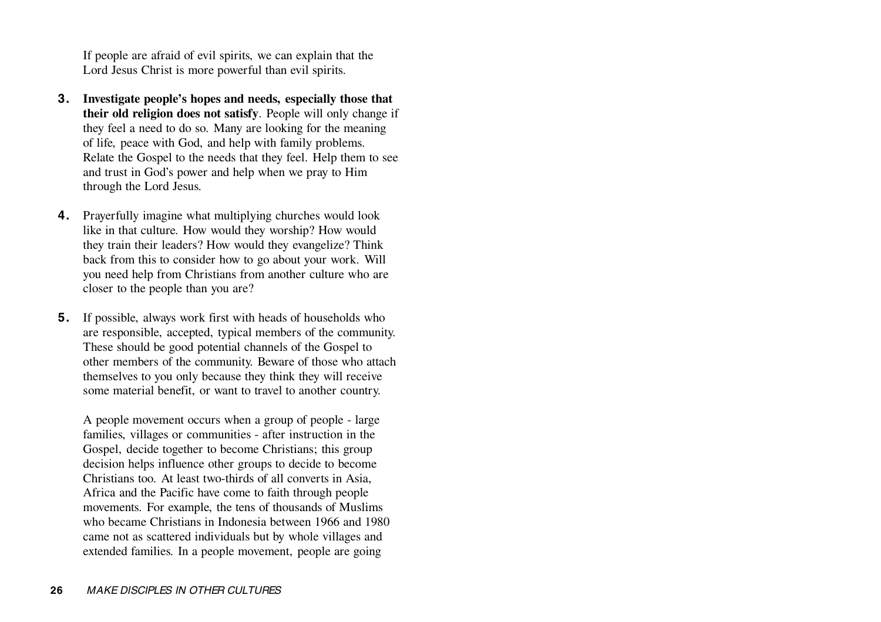If people are afraid of evil spirits, we can explain that the Lord Jesus Christ is more powerful than evil spirits.

3. **Investigate people's hopes and needs, especially those that their old religion does not satisfy**. People will only change if they feel a need to do so. Many are looking for the meaning of life, peace with God, and help with family problems. Relate the Gospel to the needs that they feel. Help them to see and trust in God's power and help when we pray to Him through the Lord Jesus.

4. Prayerfully imagine what multiplying churches would look like in that culture. How would they worship? How would they train their leaders? How would they evangelize? Think back from this to consider how to go about your work. Will you need help from Christians from another culture who are closer to the people than you are?

5. If possible, always work first with heads of households who are responsible, accepted, typical members of the community. These should be good potential channels of the Gospel to other members of the community. Beware of those who attach themselves to you only because they think they will receive some material benefit, or want to travel to another country.

   A people movement occurs when a group of people - large families, villages or communities - after instruction in the Gospel, decide together to become Christians; this group decision helps influence other groups to decide to become Christians too. At least two-thirds of all converts in Asia, Africa and the Pacific have come to faith through people movements. For example, the tens of thousands of Muslims who became Christians in Indonesia between 1966 and 1980 came not as scattered individuals but by whole villages and extended families. In a people movement, people are going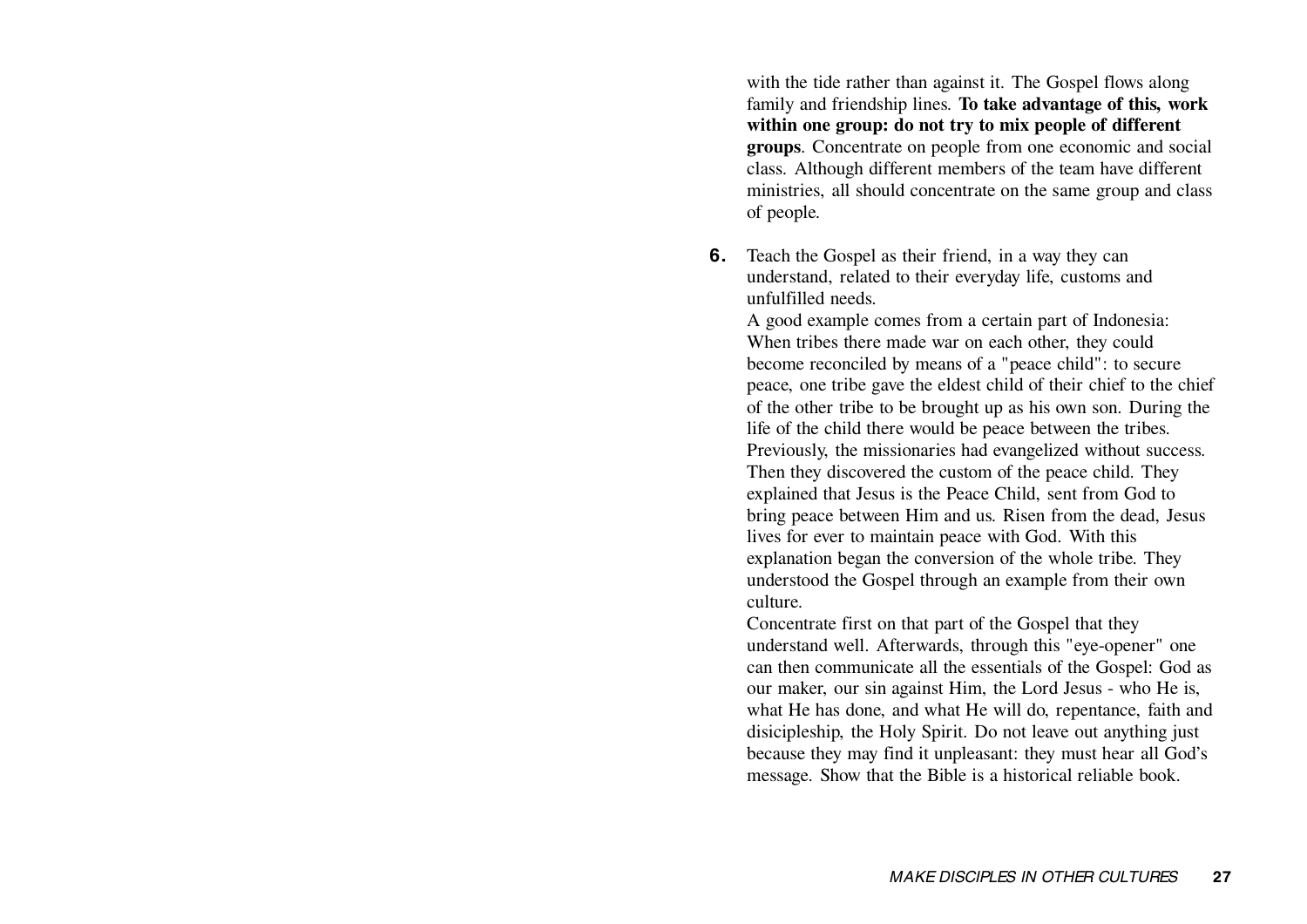with the tide rather than against it. The Gospel flows along family and friendship lines. **To take advantage of this, work within one group: do not try to mix people of different groups**. Concentrate on people from one economic and social class. Although different members of the team have different ministries, all should concentrate on the same group and class of people.

**6.** Teach the Gospel as their friend, in a way they can understand, related to their everyday life, customs and unfulfilled needs.
A good example comes from a certain part of Indonesia: When tribes there made war on each other, they could become reconciled by means of a "peace child": to secure peace, one tribe gave the eldest child of their chief to the chief of the other tribe to be brought up as his own son. During the life of the child there would be peace between the tribes. Previously, the missionaries had evangelized without success. Then they discovered the custom of the peace child. They explained that Jesus is the Peace Child, sent from God to bring peace between Him and us. Risen from the dead, Jesus lives for ever to maintain peace with God. With this explanation began the conversion of the whole tribe. They understood the Gospel through an example from their own culture.
Concentrate first on that part of the Gospel that they understand well. Afterwards, through this "eye-opener" one can then communicate all the essentials of the Gospel: God as our maker, our sin against Him, the Lord Jesus - who He is, what He has done, and what He will do, repentance, faith and disicipleship, the Holy Spirit. Do not leave out anything just because they may find it unpleasant: they must hear all God's message. Show that the Bible is a historical reliable book.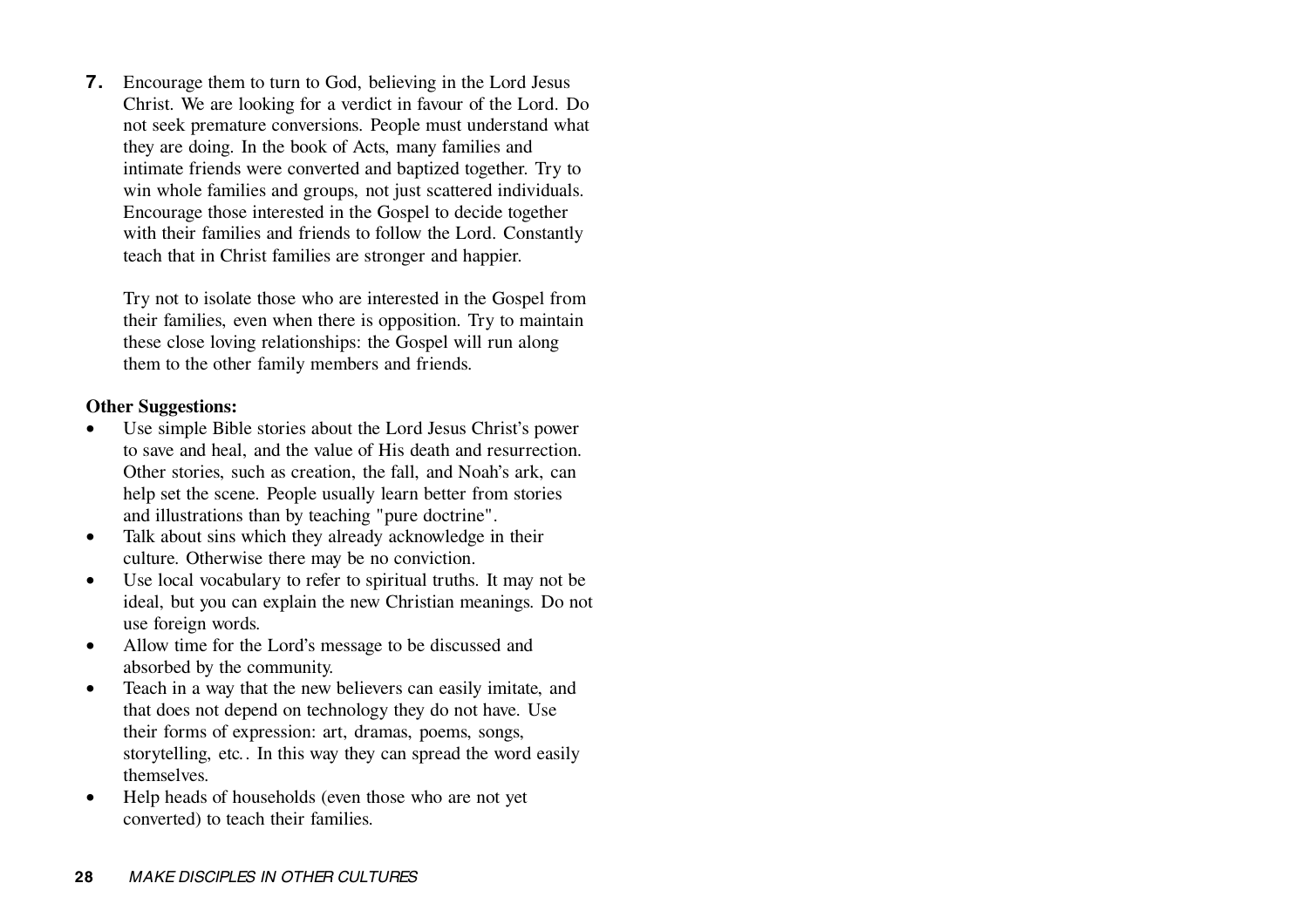**7.** Encourage them to turn to God, believing in the Lord Jesus Christ. We are looking for a verdict in favour of the Lord. Do not seek premature conversions. People must understand what they are doing. In the book of Acts, many families and intimate friends were converted and baptized together. Try to win whole families and groups, not just scattered individuals. Encourage those interested in the Gospel to decide together with their families and friends to follow the Lord. Constantly teach that in Christ families are stronger and happier.

Try not to isolate those who are interested in the Gospel from their families, even when there is opposition. Try to maintain these close loving relationships: the Gospel will run along them to the other family members and friends.

**Other Suggestions:**

- Use simple Bible stories about the Lord Jesus Christ's power to save and heal, and the value of His death and resurrection. Other stories, such as creation, the fall, and Noah's ark, can help set the scene. People usually learn better from stories and illustrations than by teaching "pure doctrine".
- Talk about sins which they already acknowledge in their culture. Otherwise there may be no conviction.
- Use local vocabulary to refer to spiritual truths. It may not be ideal, but you can explain the new Christian meanings. Do not use foreign words.
- Allow time for the Lord's message to be discussed and absorbed by the community.
- Teach in a way that the new believers can easily imitate, and that does not depend on technology they do not have. Use their forms of expression: art, dramas, poems, songs, storytelling, etc.. In this way they can spread the word easily themselves.
- Help heads of households (even those who are not yet converted) to teach their families.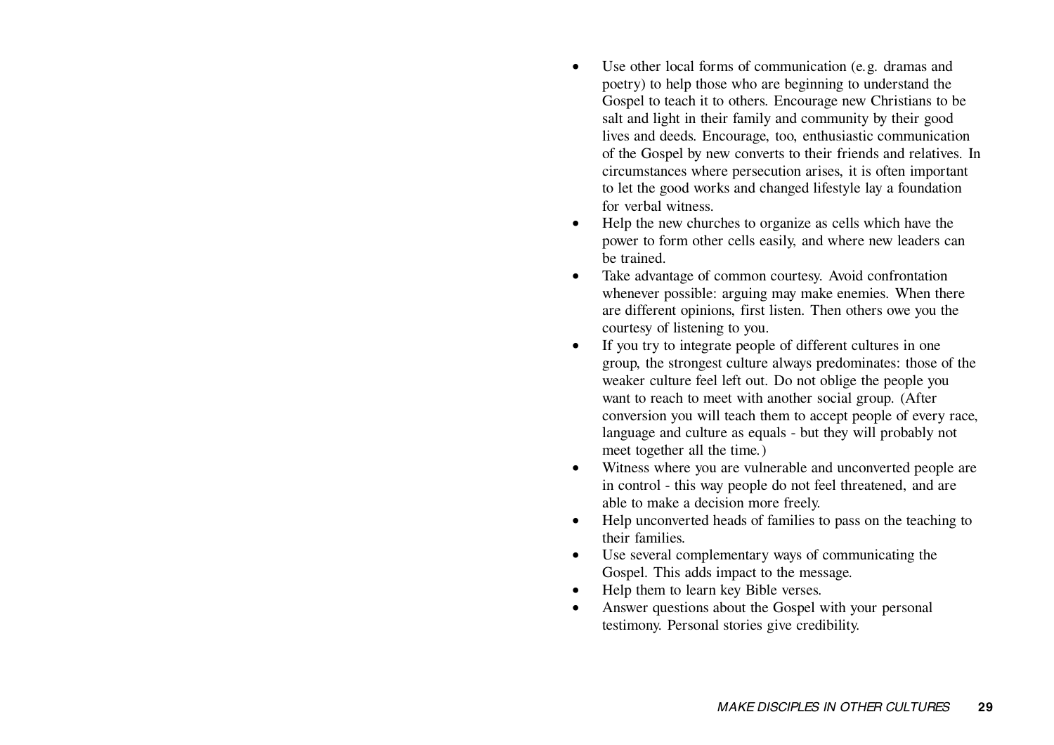- Use other local forms of communication (e.g. dramas and poetry) to help those who are beginning to understand the Gospel to teach it to others. Encourage new Christians to be salt and light in their family and community by their good lives and deeds. Encourage, too, enthusiastic communication of the Gospel by new converts to their friends and relatives. In circumstances where persecution arises, it is often important to let the good works and changed lifestyle lay a foundation for verbal witness.
- Help the new churches to organize as cells which have the power to form other cells easily, and where new leaders can be trained.
- Take advantage of common courtesy. Avoid confrontation whenever possible: arguing may make enemies. When there are different opinions, first listen. Then others owe you the courtesy of listening to you.
- If you try to integrate people of different cultures in one group, the strongest culture always predominates: those of the weaker culture feel left out. Do not oblige the people you want to reach to meet with another social group. (After conversion you will teach them to accept people of every race, language and culture as equals - but they will probably not meet together all the time.)
- Witness where you are vulnerable and unconverted people are in control - this way people do not feel threatened, and are able to make a decision more freely.
- Help unconverted heads of families to pass on the teaching to their families.
- Use several complementary ways of communicating the Gospel. This adds impact to the message.
- Help them to learn key Bible verses.
- Answer questions about the Gospel with your personal testimony. Personal stories give credibility.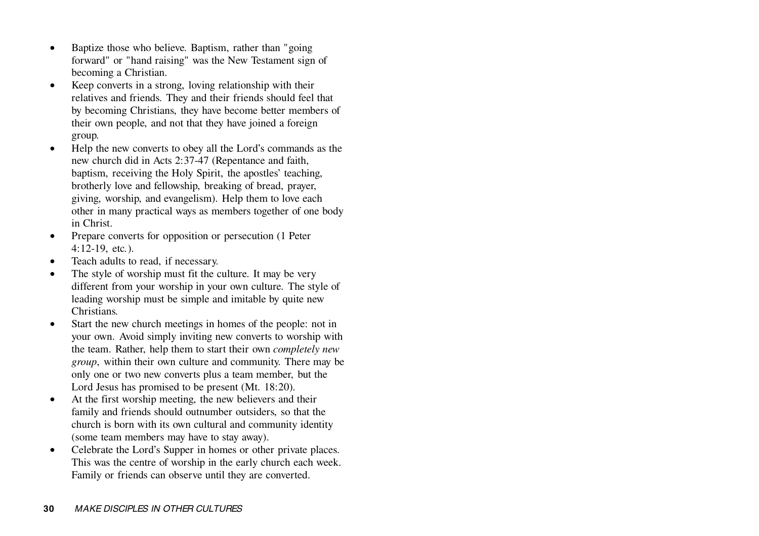- Baptize those who believe. Baptism, rather than "going forward" or "hand raising" was the New Testament sign of becoming a Christian.
- Keep converts in a strong, loving relationship with their relatives and friends. They and their friends should feel that by becoming Christians, they have become better members of their own people, and not that they have joined a foreign group.
- Help the new converts to obey all the Lord's commands as the new church did in Acts 2:37-47 (Repentance and faith, baptism, receiving the Holy Spirit, the apostles' teaching, brotherly love and fellowship, breaking of bread, prayer, giving, worship, and evangelism). Help them to love each other in many practical ways as members together of one body in Christ.
- Prepare converts for opposition or persecution (1 Peter 4:12-19, etc.).
- Teach adults to read, if necessary.
- The style of worship must fit the culture. It may be very different from your worship in your own culture. The style of leading worship must be simple and imitable by quite new Christians.
- Start the new church meetings in homes of the people: not in your own. Avoid simply inviting new converts to worship with the team. Rather, help them to start their own *completely new group*, within their own culture and community. There may be only one or two new converts plus a team member, but the Lord Jesus has promised to be present (Mt. 18:20).
- At the first worship meeting, the new believers and their family and friends should outnumber outsiders, so that the church is born with its own cultural and community identity (some team members may have to stay away).
- Celebrate the Lord's Supper in homes or other private places. This was the centre of worship in the early church each week. Family or friends can observe until they are converted.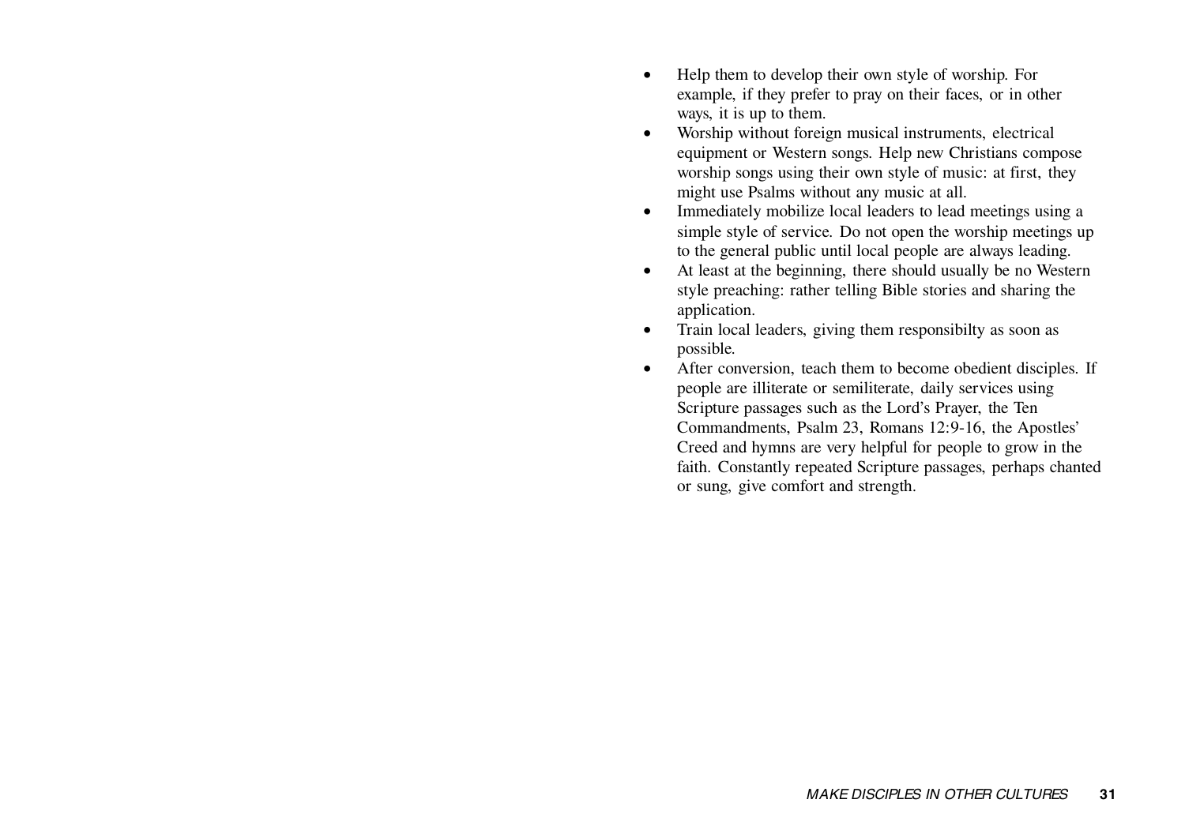- Help them to develop their own style of worship. For example, if they prefer to pray on their faces, or in other ways, it is up to them.
- Worship without foreign musical instruments, electrical equipment or Western songs. Help new Christians compose worship songs using their own style of music: at first, they might use Psalms without any music at all.
- Immediately mobilize local leaders to lead meetings using a simple style of service. Do not open the worship meetings up to the general public until local people are always leading.
- At least at the beginning, there should usually be no Western style preaching: rather telling Bible stories and sharing the application.
- Train local leaders, giving them responsibilty as soon as possible.
- After conversion, teach them to become obedient disciples. If people are illiterate or semiliterate, daily services using Scripture passages such as the Lord's Prayer, the Ten Commandments, Psalm 23, Romans 12:9-16, the Apostles' Creed and hymns are very helpful for people to grow in the faith. Constantly repeated Scripture passages, perhaps chanted or sung, give comfort and strength.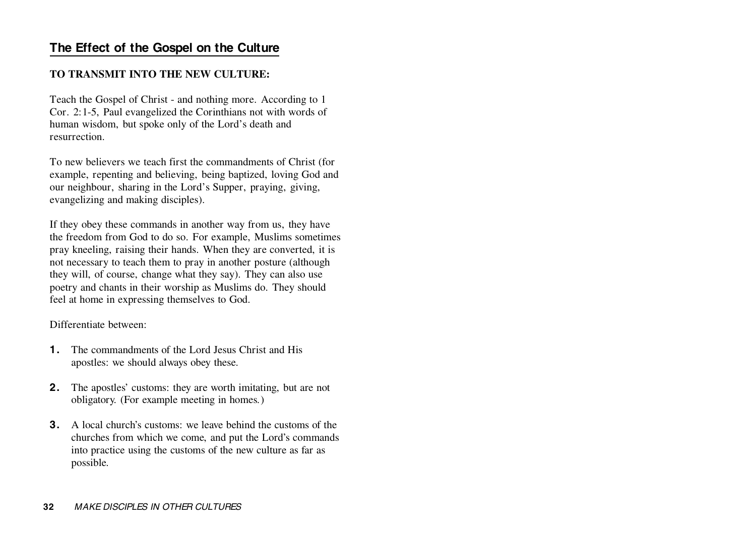## The Effect of the Gospel on the Culture

**TO TRANSMIT INTO THE NEW CULTURE:**

Teach the Gospel of Christ - and nothing more. According to 1 Cor. 2:1-5, Paul evangelized the Corinthians not with words of human wisdom, but spoke only of the Lord's death and resurrection.

To new believers we teach first the commandments of Christ (for example, repenting and believing, being baptized, loving God and our neighbour, sharing in the Lord's Supper, praying, giving, evangelizing and making disciples).

If they obey these commands in another way from us, they have the freedom from God to do so. For example, Muslims sometimes pray kneeling, raising their hands. When they are converted, it is not necessary to teach them to pray in another posture (although they will, of course, change what they say). They can also use poetry and chants in their worship as Muslims do. They should feel at home in expressing themselves to God.

Differentiate between:

1. The commandments of the Lord Jesus Christ and His apostles: we should always obey these.

2. The apostles' customs: they are worth imitating, but are not obligatory. (For example meeting in homes.)

3. A local church's customs: we leave behind the customs of the churches from which we come, and put the Lord's commands into practice using the customs of the new culture as far as possible.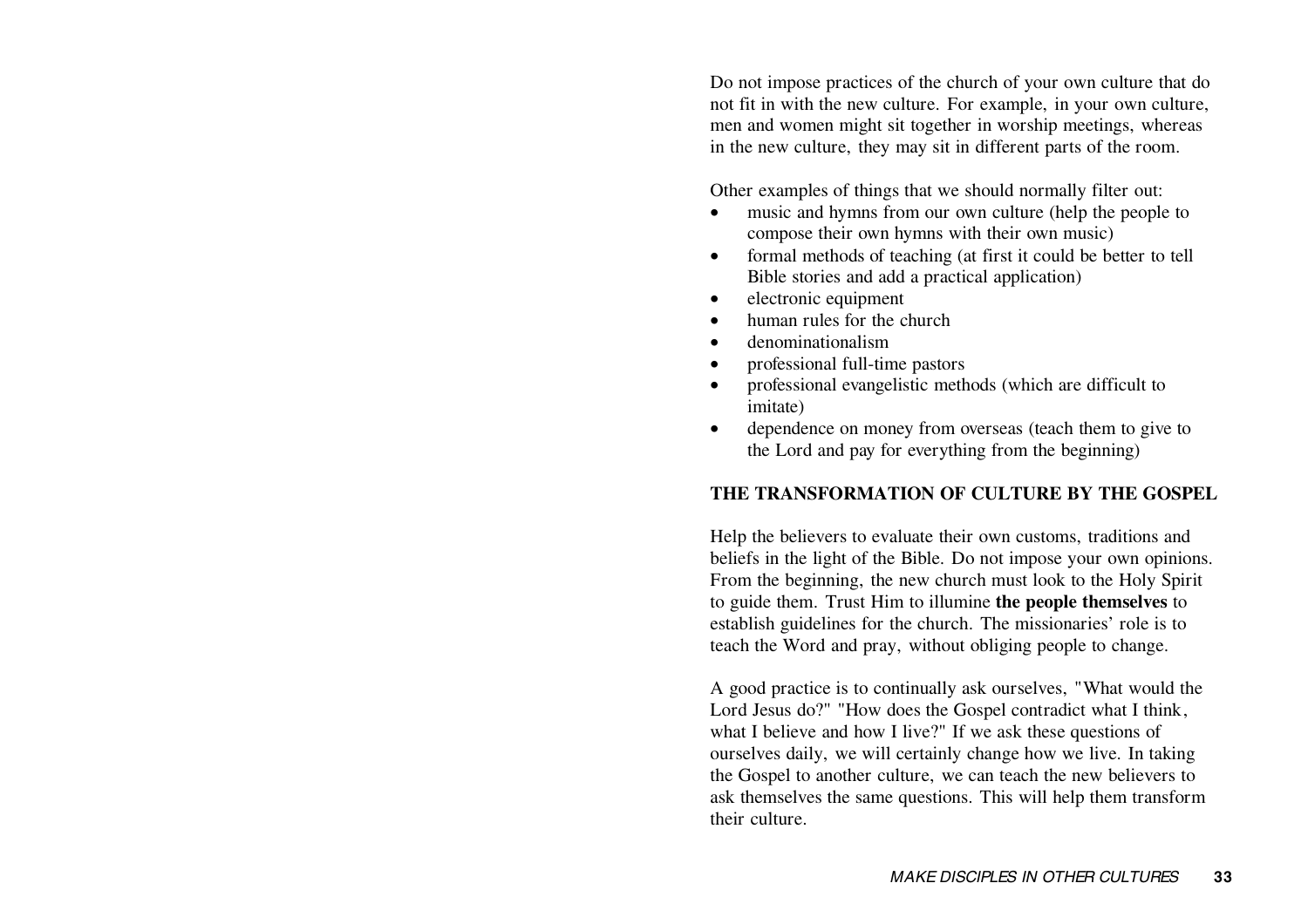Do not impose practices of the church of your own culture that do not fit in with the new culture. For example, in your own culture, men and women might sit together in worship meetings, whereas in the new culture, they may sit in different parts of the room.

Other examples of things that we should normally filter out:

- music and hymns from our own culture (help the people to compose their own hymns with their own music)
- formal methods of teaching (at first it could be better to tell Bible stories and add a practical application)
- electronic equipment
- human rules for the church
- denominationalism
- professional full-time pastors
- professional evangelistic methods (which are difficult to imitate)
- dependence on money from overseas (teach them to give to the Lord and pay for everything from the beginning)

## THE TRANSFORMATION OF CULTURE BY THE GOSPEL

Help the believers to evaluate their own customs, traditions and beliefs in the light of the Bible. Do not impose your own opinions. From the beginning, the new church must look to the Holy Spirit to guide them. Trust Him to illumine **the people themselves** to establish guidelines for the church. The missionaries' role is to teach the Word and pray, without obliging people to change.

A good practice is to continually ask ourselves, "What would the Lord Jesus do?" "How does the Gospel contradict what I think, what I believe and how I live?" If we ask these questions of ourselves daily, we will certainly change how we live. In taking the Gospel to another culture, we can teach the new believers to ask themselves the same questions. This will help them transform their culture.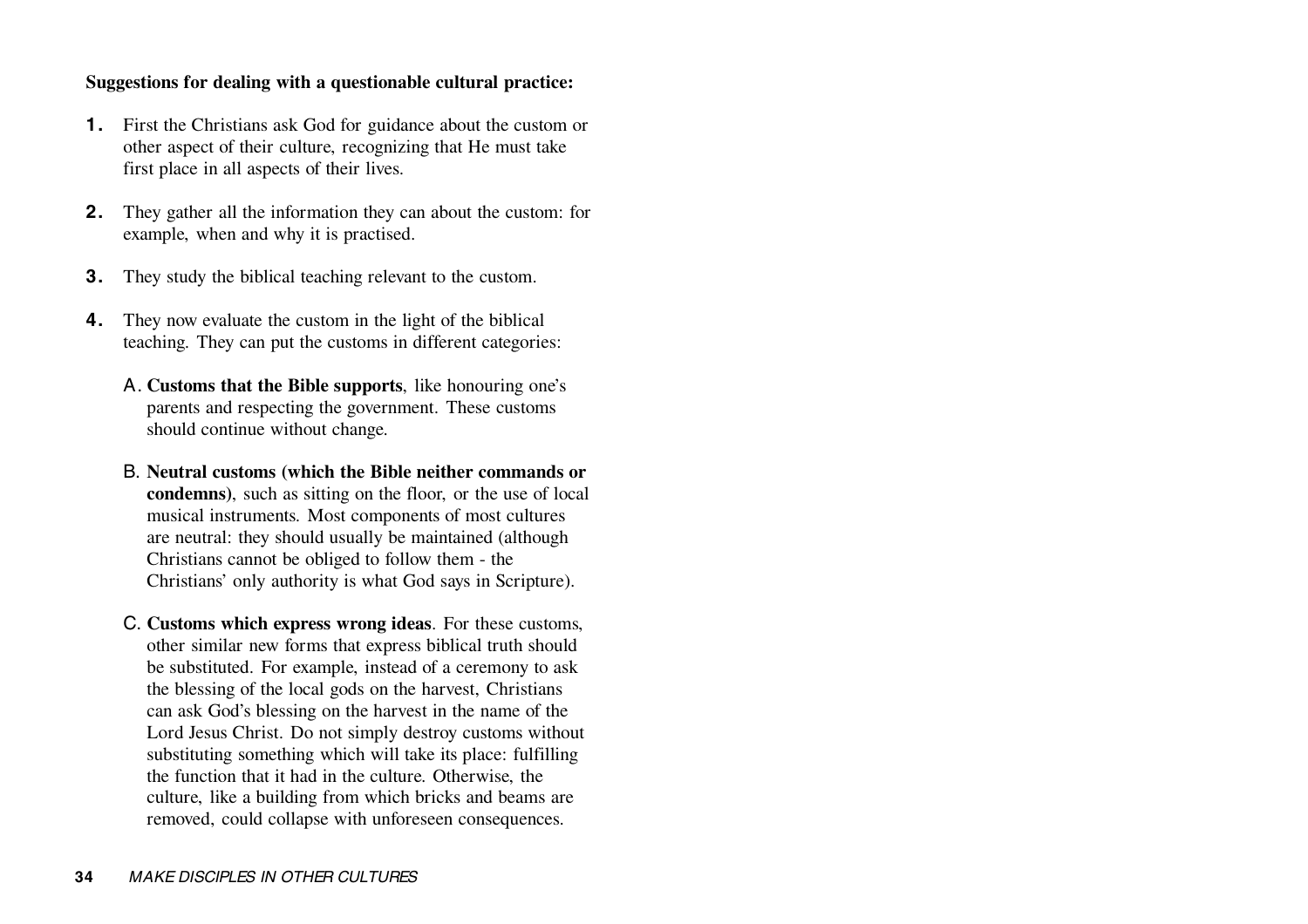**Suggestions for dealing with a questionable cultural practice:**

1. First the Christians ask God for guidance about the custom or other aspect of their culture, recognizing that He must take first place in all aspects of their lives.

2. They gather all the information they can about the custom: for example, when and why it is practised.

3. They study the biblical teaching relevant to the custom.

4. They now evaluate the custom in the light of the biblical teaching. They can put the customs in different categories:

   A. **Customs that the Bible supports**, like honouring one's parents and respecting the government. These customs should continue without change.

   B. **Neutral customs (which the Bible neither commands or condemns)**, such as sitting on the floor, or the use of local musical instruments. Most components of most cultures are neutral: they should usually be maintained (although Christians cannot be obliged to follow them - the Christians' only authority is what God says in Scripture).

   C. **Customs which express wrong ideas**. For these customs, other similar new forms that express biblical truth should be substituted. For example, instead of a ceremony to ask the blessing of the local gods on the harvest, Christians can ask God's blessing on the harvest in the name of the Lord Jesus Christ. Do not simply destroy customs without substituting something which will take its place: fulfilling the function that it had in the culture. Otherwise, the culture, like a building from which bricks and beams are removed, could collapse with unforeseen consequences.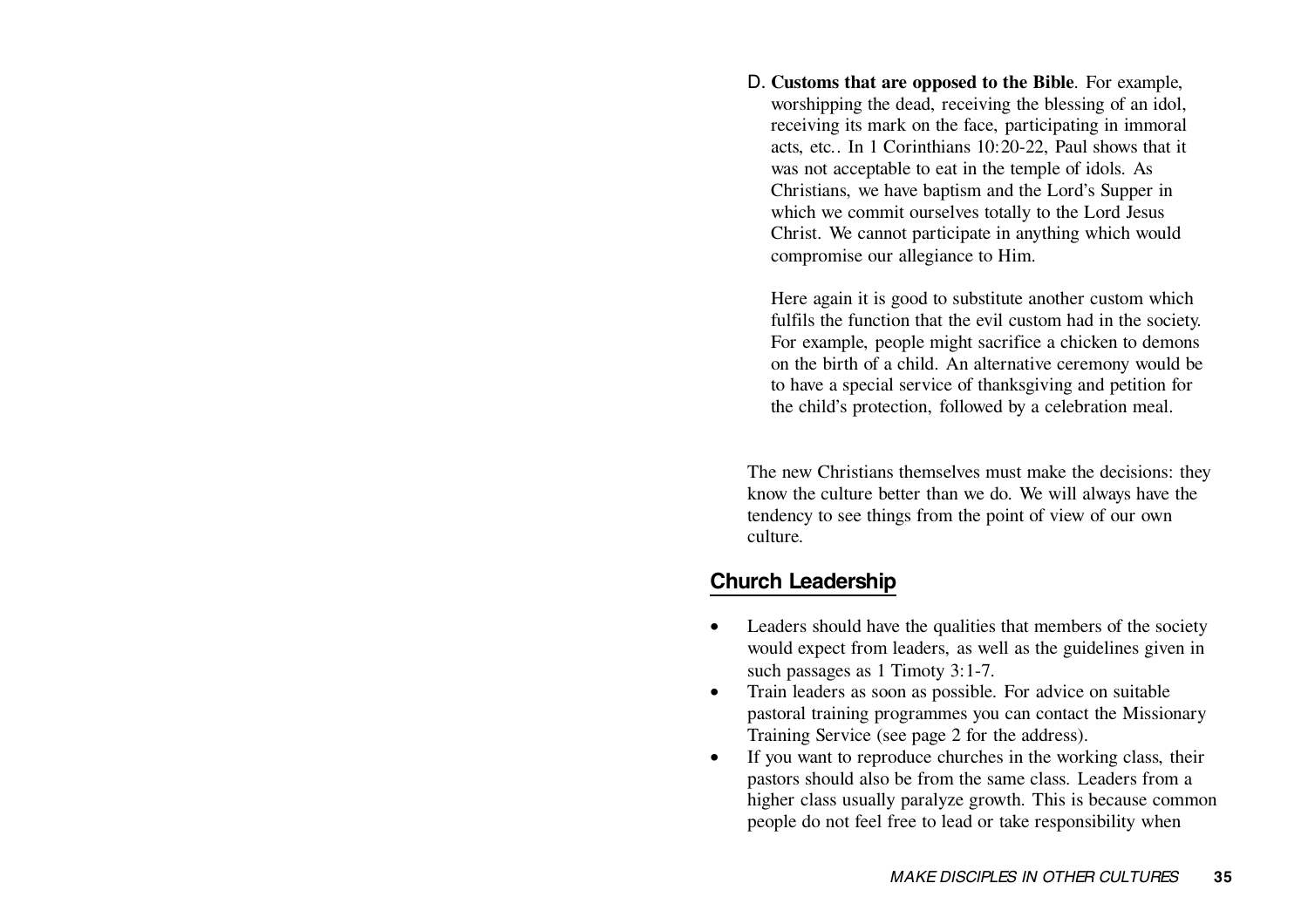D. **Customs that are opposed to the Bible**. For example, worshipping the dead, receiving the blessing of an idol, receiving its mark on the face, participating in immoral acts, etc.. In 1 Corinthians 10:20-22, Paul shows that it was not acceptable to eat in the temple of idols. As Christians, we have baptism and the Lord's Supper in which we commit ourselves totally to the Lord Jesus Christ. We cannot participate in anything which would compromise our allegiance to Him.

   Here again it is good to substitute another custom which fulfils the function that the evil custom had in the society. For example, people might sacrifice a chicken to demons on the birth of a child. An alternative ceremony would be to have a special service of thanksgiving and petition for the child's protection, followed by a celebration meal.

The new Christians themselves must make the decisions: they know the culture better than we do. We will always have the tendency to see things from the point of view of our own culture.

## Church Leadership

- Leaders should have the qualities that members of the society would expect from leaders, as well as the guidelines given in such passages as 1 Timoty 3:1-7.
- Train leaders as soon as possible. For advice on suitable pastoral training programmes you can contact the Missionary Training Service (see page 2 for the address).
- If you want to reproduce churches in the working class, their pastors should also be from the same class. Leaders from a higher class usually paralyze growth. This is because common people do not feel free to lead or take responsibility when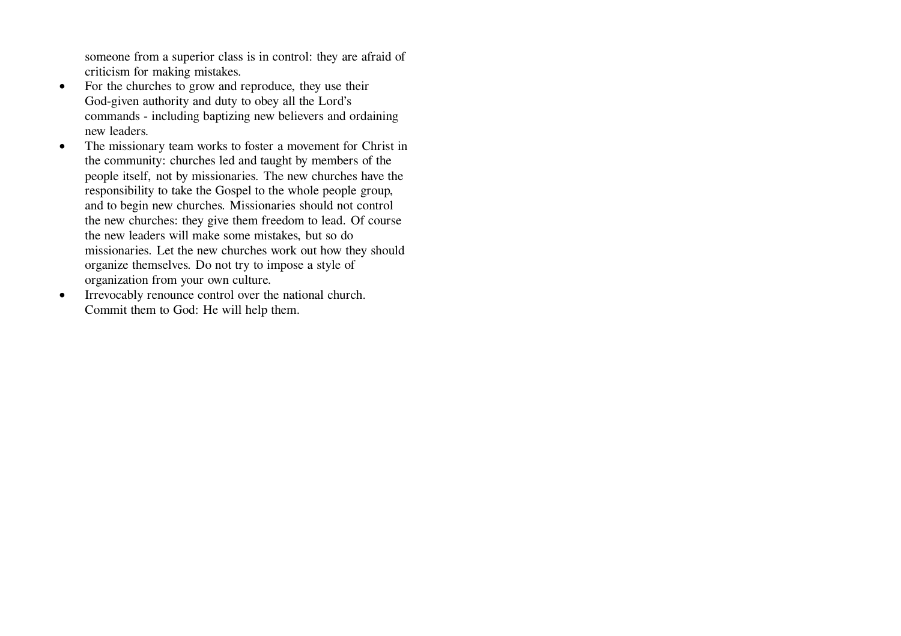someone from a superior class is in control: they are afraid of criticism for making mistakes.

- For the churches to grow and reproduce, they use their God-given authority and duty to obey all the Lord's commands - including baptizing new believers and ordaining new leaders.
- The missionary team works to foster a movement for Christ in the community: churches led and taught by members of the people itself, not by missionaries. The new churches have the responsibility to take the Gospel to the whole people group, and to begin new churches. Missionaries should not control the new churches: they give them freedom to lead. Of course the new leaders will make some mistakes, but so do missionaries. Let the new churches work out how they should organize themselves. Do not try to impose a style of organization from your own culture.
- Irrevocably renounce control over the national church. Commit them to God: He will help them.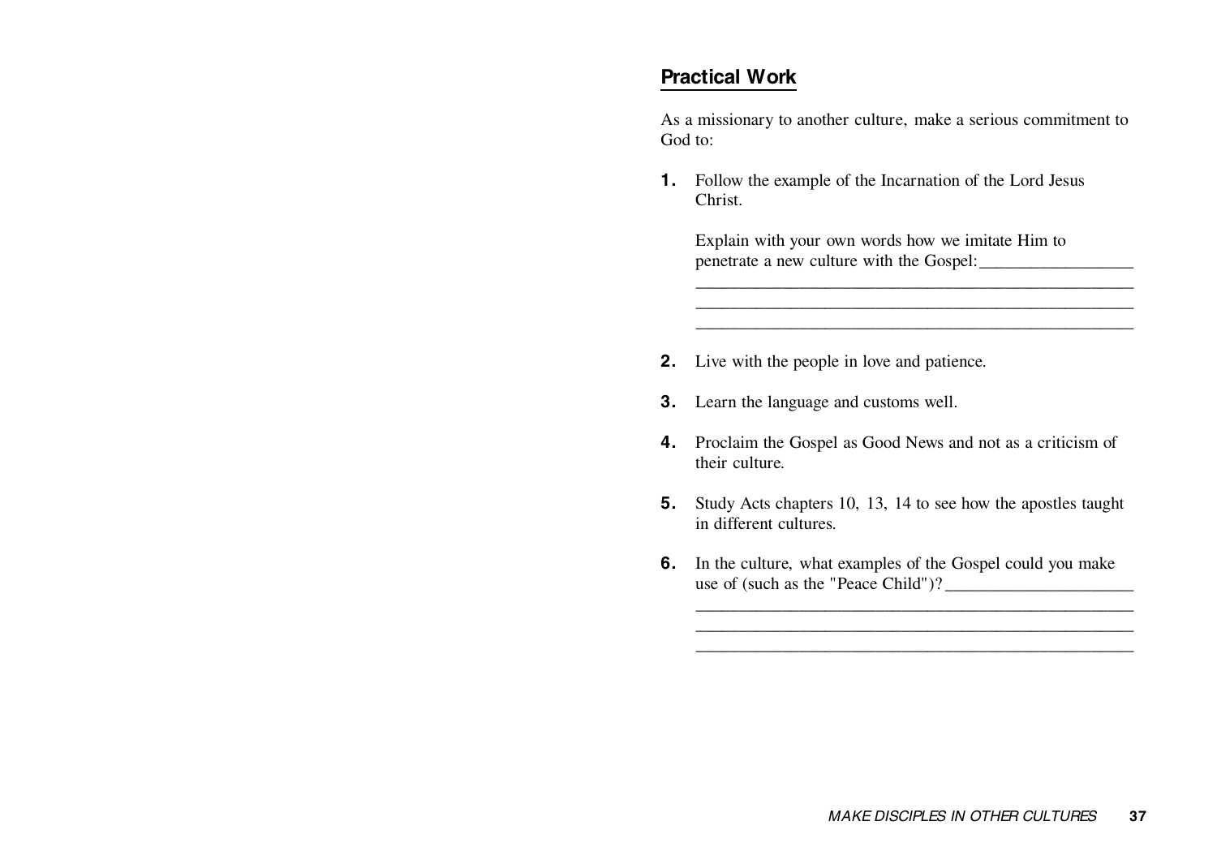## Practical Work

As a missionary to another culture, make a serious commitment to God to:

1. Follow the example of the Incarnation of the Lord Jesus Christ.

   Explain with your own words how we imitate Him to penetrate a new culture with the Gospel:_________________
   ___________________________________________________
   ___________________________________________________
   ___________________________________________________

2. Live with the people in love and patience.

3. Learn the language and customs well.

4. Proclaim the Gospel as Good News and not as a criticism of their culture.

5. Study Acts chapters 10, 13, 14 to see how the apostles taught in different cultures.

6. In the culture, what examples of the Gospel could you make use of (such as the "Peace Child")?_____________________
   ___________________________________________________
   ___________________________________________________
   ___________________________________________________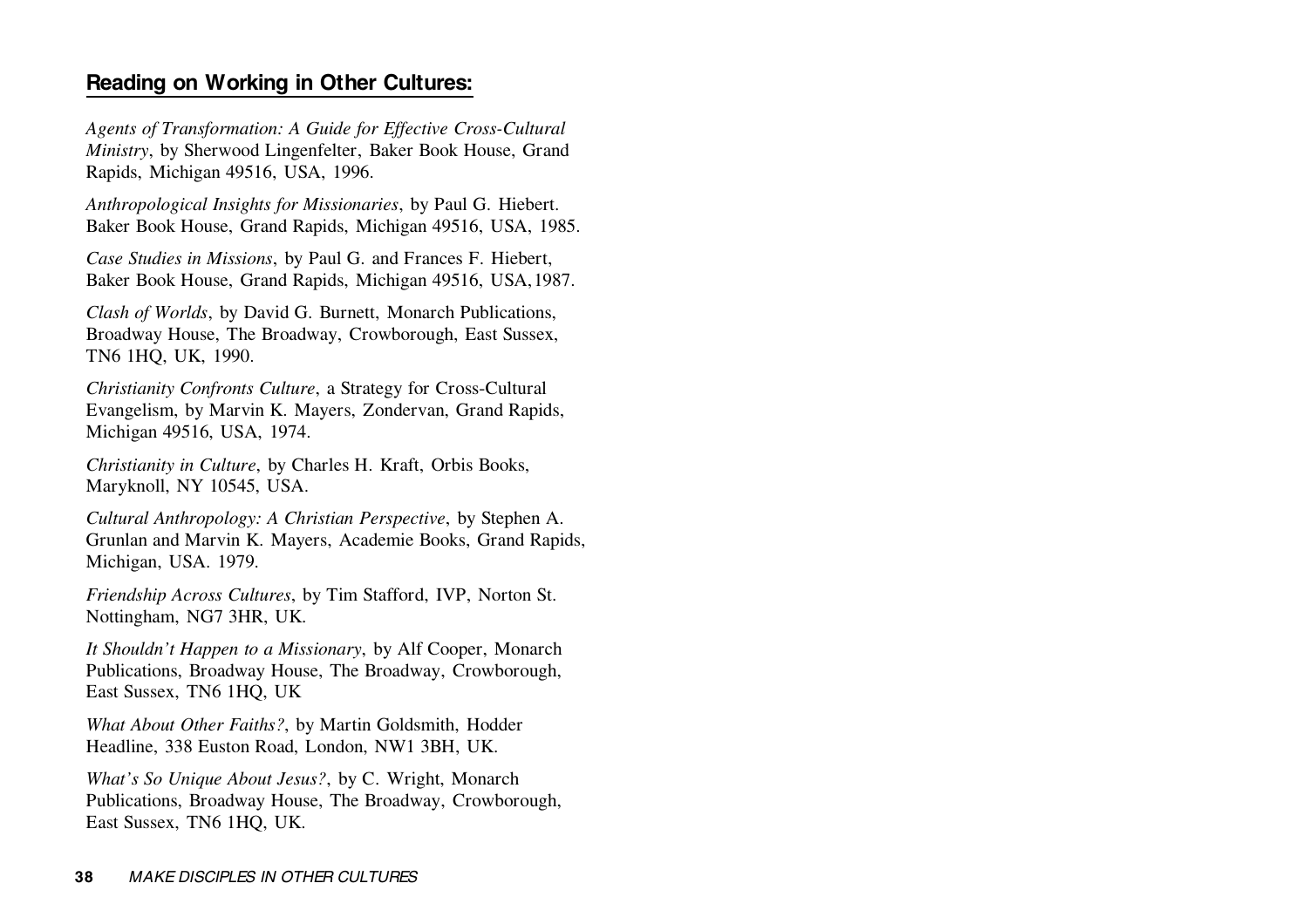## Reading on Working in Other Cultures:

*Agents of Transformation: A Guide for Effective Cross-Cultural Ministry*, by Sherwood Lingenfelter, Baker Book House, Grand Rapids, Michigan 49516, USA, 1996.

*Anthropological Insights for Missionaries*, by Paul G. Hiebert. Baker Book House, Grand Rapids, Michigan 49516, USA, 1985.

*Case Studies in Missions*, by Paul G. and Frances F. Hiebert, Baker Book House, Grand Rapids, Michigan 49516, USA, 1987.

*Clash of Worlds*, by David G. Burnett, Monarch Publications, Broadway House, The Broadway, Crowborough, East Sussex, TN6 1HQ, UK, 1990.

*Christianity Confronts Culture*, a Strategy for Cross-Cultural Evangelism, by Marvin K. Mayers, Zondervan, Grand Rapids, Michigan 49516, USA, 1974.

*Christianity in Culture*, by Charles H. Kraft, Orbis Books, Maryknoll, NY 10545, USA.

*Cultural Anthropology: A Christian Perspective*, by Stephen A. Grunlan and Marvin K. Mayers, Academie Books, Grand Rapids, Michigan, USA. 1979.

*Friendship Across Cultures*, by Tim Stafford, IVP, Norton St. Nottingham, NG7 3HR, UK.

*It Shouldn't Happen to a Missionary*, by Alf Cooper, Monarch Publications, Broadway House, The Broadway, Crowborough, East Sussex, TN6 1HQ, UK

*What About Other Faiths?*, by Martin Goldsmith, Hodder Headline, 338 Euston Road, London, NW1 3BH, UK.

*What's So Unique About Jesus?*, by C. Wright, Monarch Publications, Broadway House, The Broadway, Crowborough, East Sussex, TN6 1HQ, UK.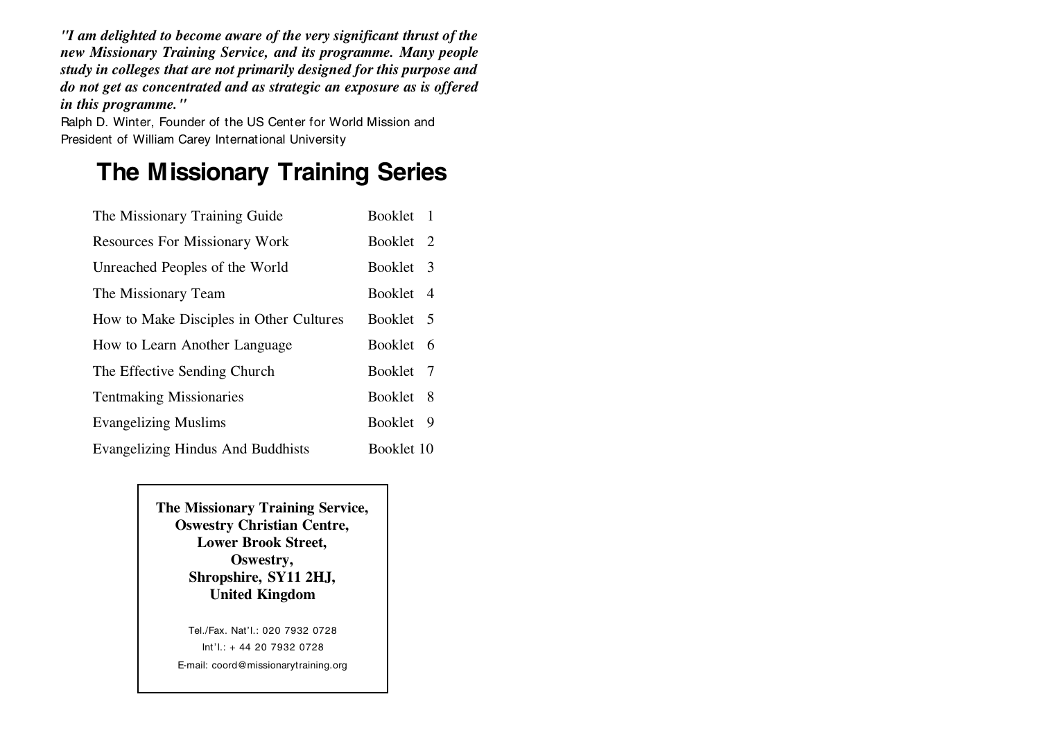***"I am delighted to become aware of the very significant thrust of the new Missionary Training Service, and its programme. Many people study in colleges that are not primarily designed for this purpose and do not get as concentrated and as strategic an exposure as is offered in this programme."***

Ralph D. Winter, Founder of the US Center for World Mission and President of William Carey International University

# The Missionary Training Series

| | |
|---|---|
| The Missionary Training Guide | Booklet 1 |
| Resources For Missionary Work | Booklet 2 |
| Unreached Peoples of the World | Booklet 3 |
| The Missionary Team | Booklet 4 |
| How to Make Disciples in Other Cultures | Booklet 5 |
| How to Learn Another Language | Booklet 6 |
| The Effective Sending Church | Booklet 7 |
| Tentmaking Missionaries | Booklet 8 |
| Evangelizing Muslims | Booklet 9 |
| Evangelizing Hindus And Buddhists | Booklet 10 |

**The Missionary Training Service,**
**Oswestry Christian Centre,**
**Lower Brook Street,**
**Oswestry,**
**Shropshire, SY11 2HJ,**
**United Kingdom**

Tel./Fax. Nat'l.: 020 7932 0728
Int'l.: + 44 20 7932 0728
E-mail: coord@missionarytraining.org